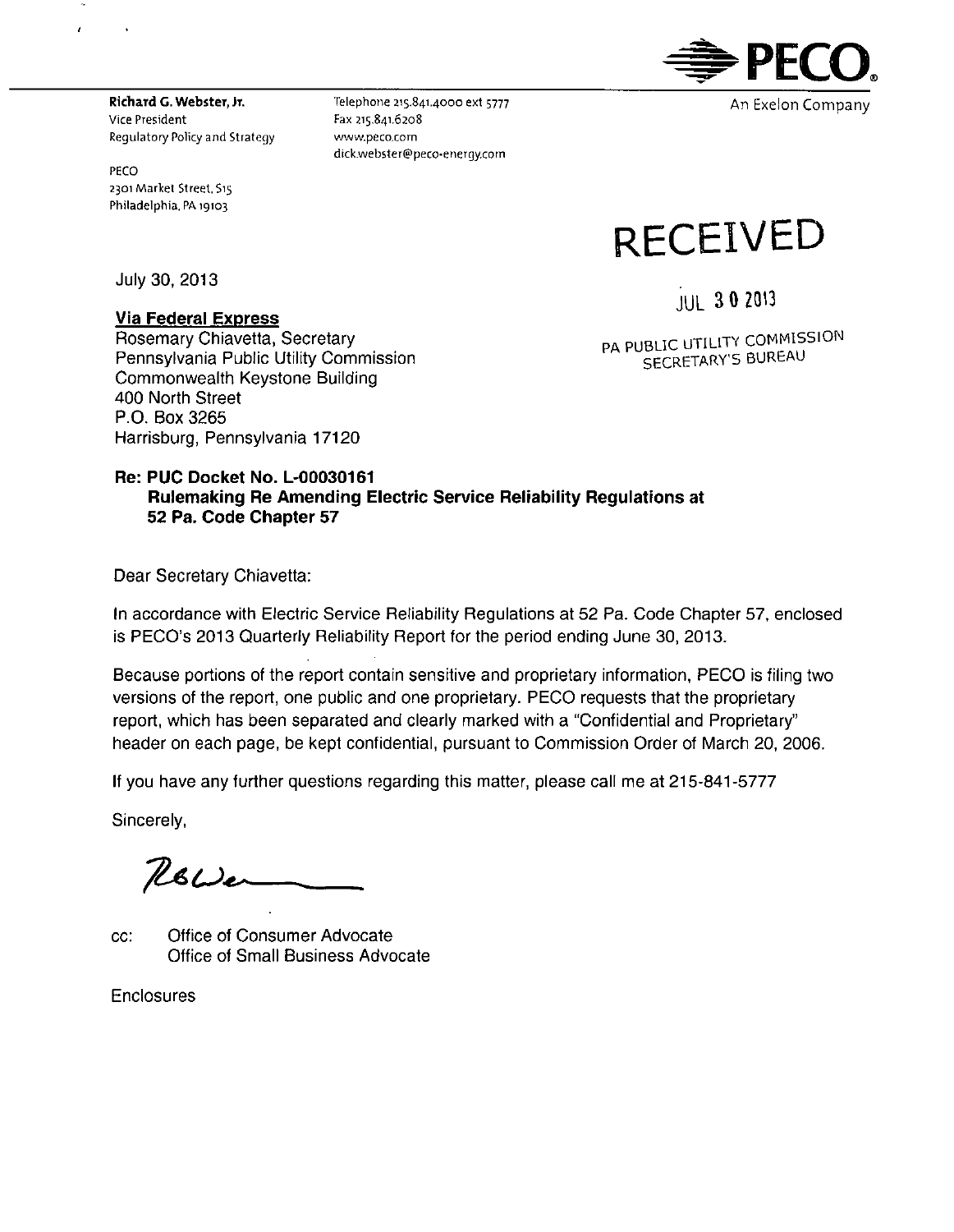PECO
An Exelon Company

**Richard G. Webster, Jr.**
Vice President
Regulatory Policy and Strategy

PECO
2301 Market Street, S15
Philadelphia, PA 19103

Telephone 215.841.4000 ext 5777
Fax 215.841.6208
www.peco.com
dick.webster@peco-energy.com

RECEIVED

JUL 30 2013

PA PUBLIC UTILITY COMMISSION
SECRETARY'S BUREAU

July 30, 2013

**Via Federal Express**
Rosemary Chiavetta, Secretary
Pennsylvania Public Utility Commission
Commonwealth Keystone Building
400 North Street
P.O. Box 3265
Harrisburg, Pennsylvania 17120

**Re: PUC Docket No. L-00030161**
**Rulemaking Re Amending Electric Service Reliability Regulations at 52 Pa. Code Chapter 57**

Dear Secretary Chiavetta:

In accordance with Electric Service Reliability Regulations at 52 Pa. Code Chapter 57, enclosed is PECO's 2013 Quarterly Reliability Report for the period ending June 30, 2013.

Because portions of the report contain sensitive and proprietary information, PECO is filing two versions of the report, one public and one proprietary. PECO requests that the proprietary report, which has been separated and clearly marked with a "Confidential and Proprietary" header on each page, be kept confidential, pursuant to Commission Order of March 20, 2006.

If you have any further questions regarding this matter, please call me at 215-841-5777

Sincerely,

RGWe

cc: Office of Consumer Advocate
Office of Small Business Advocate

Enclosures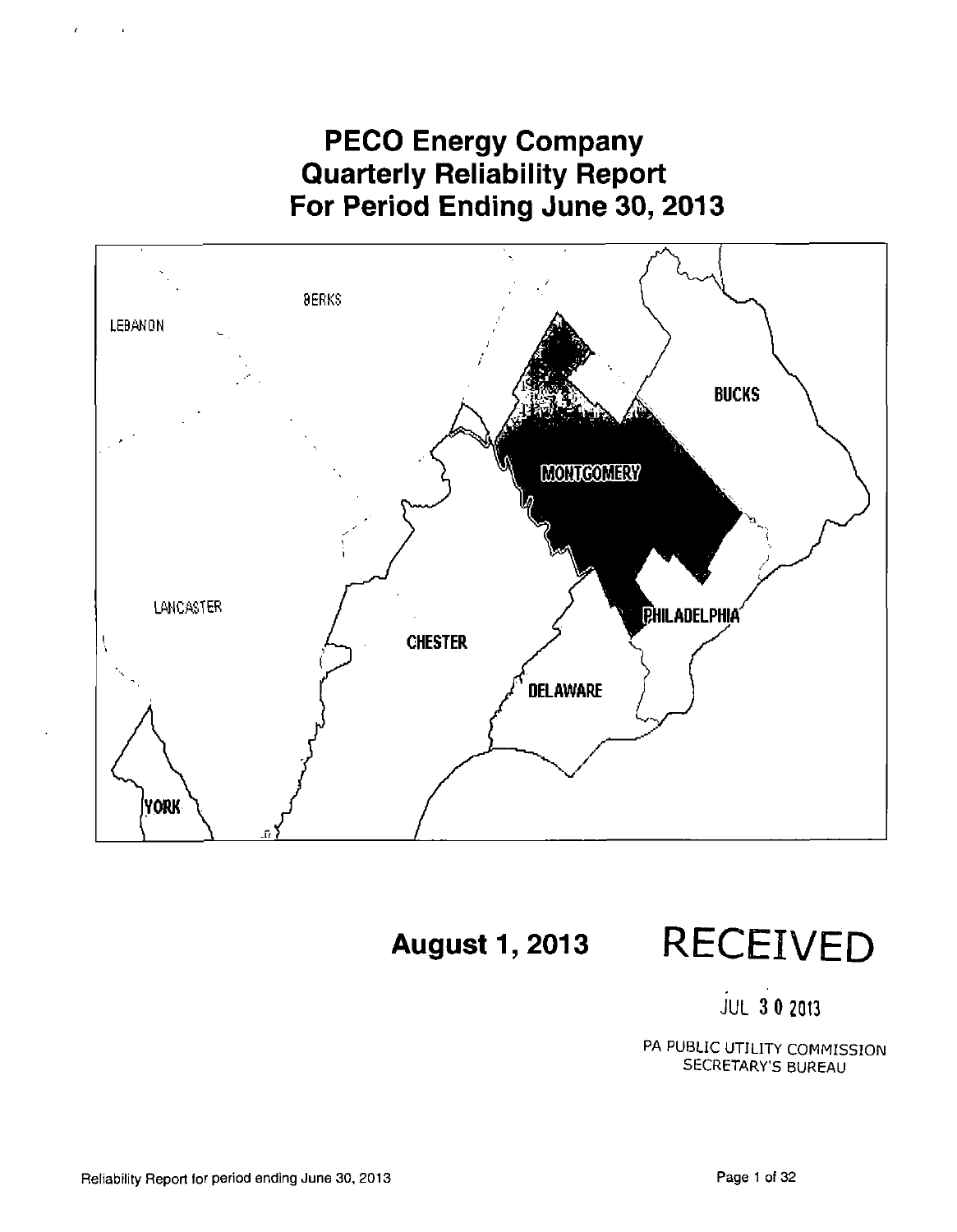# PECO Energy Company
# Quarterly Reliability Report
# For Period Ending June 30, 2013

BERKS

LEBANON

BUCKS

MONTGOMERY

LANCASTER

PHILADELPHIA

CHESTER

DELAWARE

YORK

**August 1, 2013**

RECEIVED

JUL 30 2013

PA PUBLIC UTILITY COMMISSION
SECRETARY'S BUREAU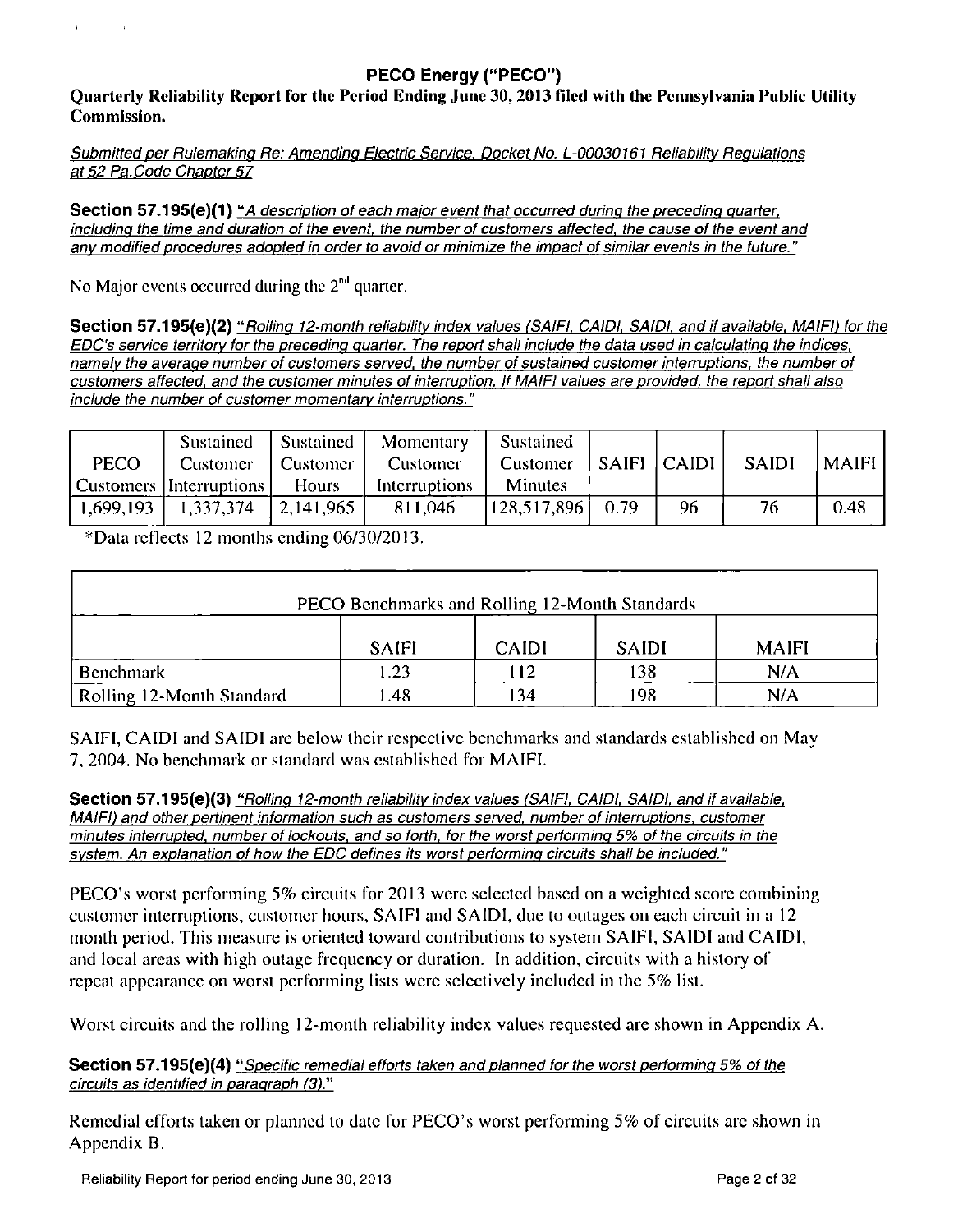# PECO Energy ("PECO")

**Quarterly Reliability Report for the Period Ending June 30, 2013 filed with the Pennsylvania Public Utility Commission.**

*Submitted per Rulemaking Re: Amending Electric Service, Docket No. L-00030161 Reliability Regulations at 52 Pa.Code Chapter 57*

**Section 57.195(e)(1)** *"A description of each major event that occurred during the preceding quarter, including the time and duration of the event, the number of customers affected, the cause of the event and any modified procedures adopted in order to avoid or minimize the impact of similar events in the future."*

No Major events occurred during the 2nd quarter.

**Section 57.195(e)(2)** *"Rolling 12-month reliability index values (SAIFI, CAIDI, SAIDI, and if available, MAIFI) for the EDC's service territory for the preceding quarter. The report shall include the data used in calculating the indices, namely the average number of customers served, the number of sustained customer interruptions, the number of customers affected, and the customer minutes of interruption. If MAIFI values are provided, the report shall also include the number of customer momentary interruptions."*

| PECO Customers | Sustained Customer Interruptions | Sustained Customer Hours | Momentary Customer Interruptions | Sustained Customer Minutes | SAIFI | CAIDI | SAIDI | MAIFI |
|---|---|---|---|---|---|---|---|---|
| 1,699,193 | 1,337,374 | 2,141,965 | 811,046 | 128,517,896 | 0.79 | 96 | 76 | 0.48 |

*Data reflects 12 months ending 06/30/2013.

| PECO Benchmarks and Rolling 12-Month Standards | | | | |
|---|---|---|---|---|
| | SAIFI | CAIDI | SAIDI | MAIFI |
| Benchmark | 1.23 | 112 | 138 | N/A |
| Rolling 12-Month Standard | 1.48 | 134 | 198 | N/A |

SAIFI, CAIDI and SAIDI are below their respective benchmarks and standards established on May 7, 2004. No benchmark or standard was established for MAIFI.

**Section 57.195(e)(3)** *"Rolling 12-month reliability index values (SAIFI, CAIDI, SAIDI, and if available, MAIFI) and other pertinent information such as customers served, number of interruptions, customer minutes interrupted, number of lockouts, and so forth, for the worst performing 5% of the circuits in the system. An explanation of how the EDC defines its worst performing circuits shall be included."*

PECO's worst performing 5% circuits for 2013 were selected based on a weighted score combining customer interruptions, customer hours, SAIFI and SAIDI, due to outages on each circuit in a 12 month period. This measure is oriented toward contributions to system SAIFI, SAIDI and CAIDI, and local areas with high outage frequency or duration. In addition, circuits with a history of repeat appearance on worst performing lists were selectively included in the 5% list.

Worst circuits and the rolling 12-month reliability index values requested are shown in Appendix A.

**Section 57.195(e)(4)** *"Specific remedial efforts taken and planned for the worst performing 5% of the circuits as identified in paragraph (3)."*

Remedial efforts taken or planned to date for PECO's worst performing 5% of circuits are shown in Appendix B.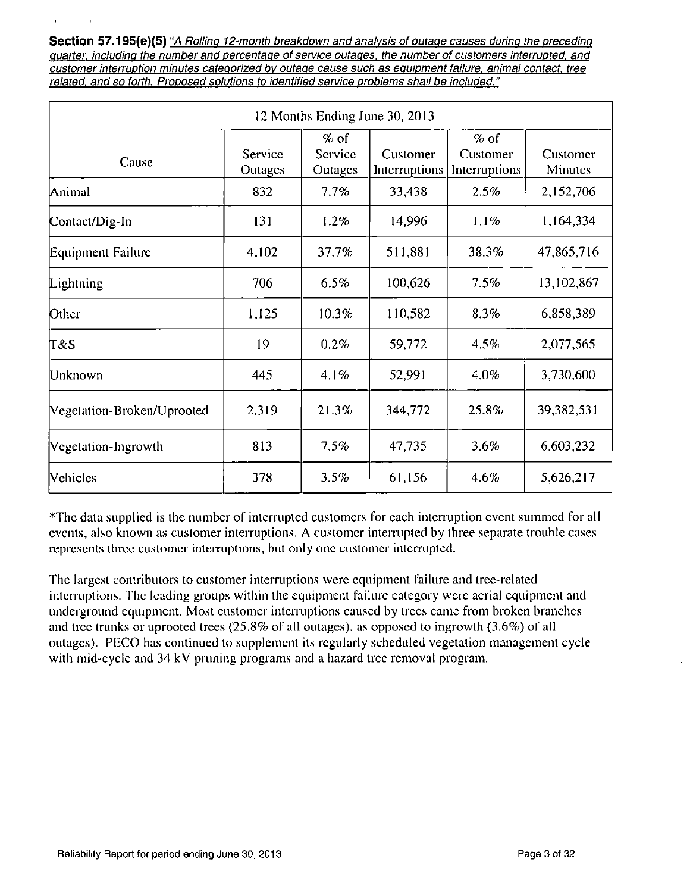**Section 57.195(e)(5)** *"A Rolling 12-month breakdown and analysis of outage causes during the preceding quarter, including the number and percentage of service outages, the number of customers interrupted, and customer interruption minutes categorized by outage cause such as equipment failure, animal contact, tree related, and so forth. Proposed solutions to identified service problems shall be included."*

| 12 Months Ending June 30, 2013 | | | | | |
|---|---|---|---|---|---|
| Cause | Service Outages | % of Service Outages | Customer Interruptions | % of Customer Interruptions | Customer Minutes |
| Animal | 832 | 7.7% | 33,438 | 2.5% | 2,152,706 |
| Contact/Dig-In | 131 | 1.2% | 14,996 | 1.1% | 1,164,334 |
| Equipment Failure | 4,102 | 37.7% | 511,881 | 38.3% | 47,865,716 |
| Lightning | 706 | 6.5% | 100,626 | 7.5% | 13,102,867 |
| Other | 1,125 | 10.3% | 110,582 | 8.3% | 6,858,389 |
| T&S | 19 | 0.2% | 59,772 | 4.5% | 2,077,565 |
| Unknown | 445 | 4.1% | 52,991 | 4.0% | 3,730,600 |
| Vegetation-Broken/Uprooted | 2,319 | 21.3% | 344,772 | 25.8% | 39,382,531 |
| Vegetation-Ingrowth | 813 | 7.5% | 47,735 | 3.6% | 6,603,232 |
| Vehicles | 378 | 3.5% | 61,156 | 4.6% | 5,626,217 |

*The data supplied is the number of interrupted customers for each interruption event summed for all events, also known as customer interruptions. A customer interrupted by three separate trouble cases represents three customer interruptions, but only one customer interrupted.

The largest contributors to customer interruptions were equipment failure and tree-related interruptions. The leading groups within the equipment failure category were aerial equipment and underground equipment. Most customer interruptions caused by trees came from broken branches and tree trunks or uprooted trees (25.8% of all outages), as opposed to ingrowth (3.6%) of all outages). PECO has continued to supplement its regularly scheduled vegetation management cycle with mid-cycle and 34 kV pruning programs and a hazard tree removal program.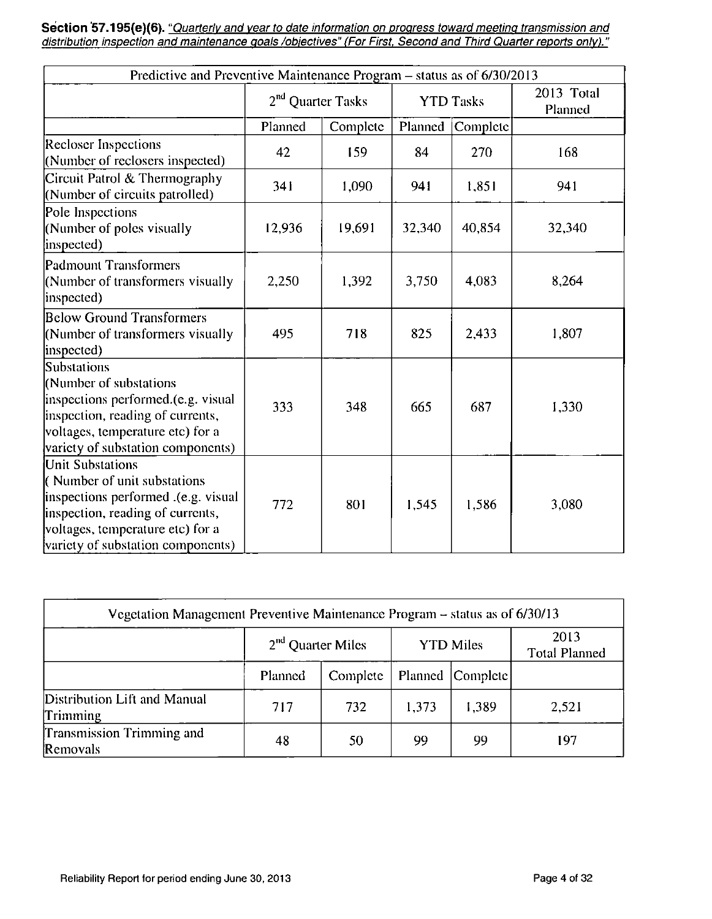**Section 57.195(e)(6).** *"Quarterly and year to date information on progress toward meeting transmission and distribution inspection and maintenance goals /objectives" (For First, Second and Third Quarter reports only)."*

| Predictive and Preventive Maintenance Program – status as of 6/30/2013 | | | | | |
|---|---|---|---|---|---|
| | 2nd Quarter Tasks | | YTD Tasks | | 2013 Total Planned |
| | Planned | Complete | Planned | Complete | |
| Recloser Inspections (Number of reclosers inspected) | 42 | 159 | 84 | 270 | 168 |
| Circuit Patrol & Thermography (Number of circuits patrolled) | 341 | 1,090 | 941 | 1,851 | 941 |
| Pole Inspections (Number of poles visually inspected) | 12,936 | 19,691 | 32,340 | 40,854 | 32,340 |
| Padmount Transformers (Number of transformers visually inspected) | 2,250 | 1,392 | 3,750 | 4,083 | 8,264 |
| Below Ground Transformers (Number of transformers visually inspected) | 495 | 718 | 825 | 2,433 | 1,807 |
| Substations (Number of substations inspections performed.(e.g. visual inspection, reading of currents, voltages, temperature etc) for a variety of substation components) | 333 | 348 | 665 | 687 | 1,330 |
| Unit Substations ( Number of unit substations inspections performed .(e.g. visual inspection, reading of currents, voltages, temperature etc) for a variety of substation components) | 772 | 801 | 1,545 | 1,586 | 3,080 |

| Vegetation Management Preventive Maintenance Program – status as of 6/30/13 | | | | | |
|---|---|---|---|---|---|
| | 2nd Quarter Miles | | YTD Miles | | 2013 Total Planned |
| | Planned | Complete | Planned | Complete | |
| Distribution Lift and Manual Trimming | 717 | 732 | 1,373 | 1,389 | 2,521 |
| Transmission Trimming and Removals | 48 | 50 | 99 | 99 | 197 |

Reliability Report for period ending June 30, 2013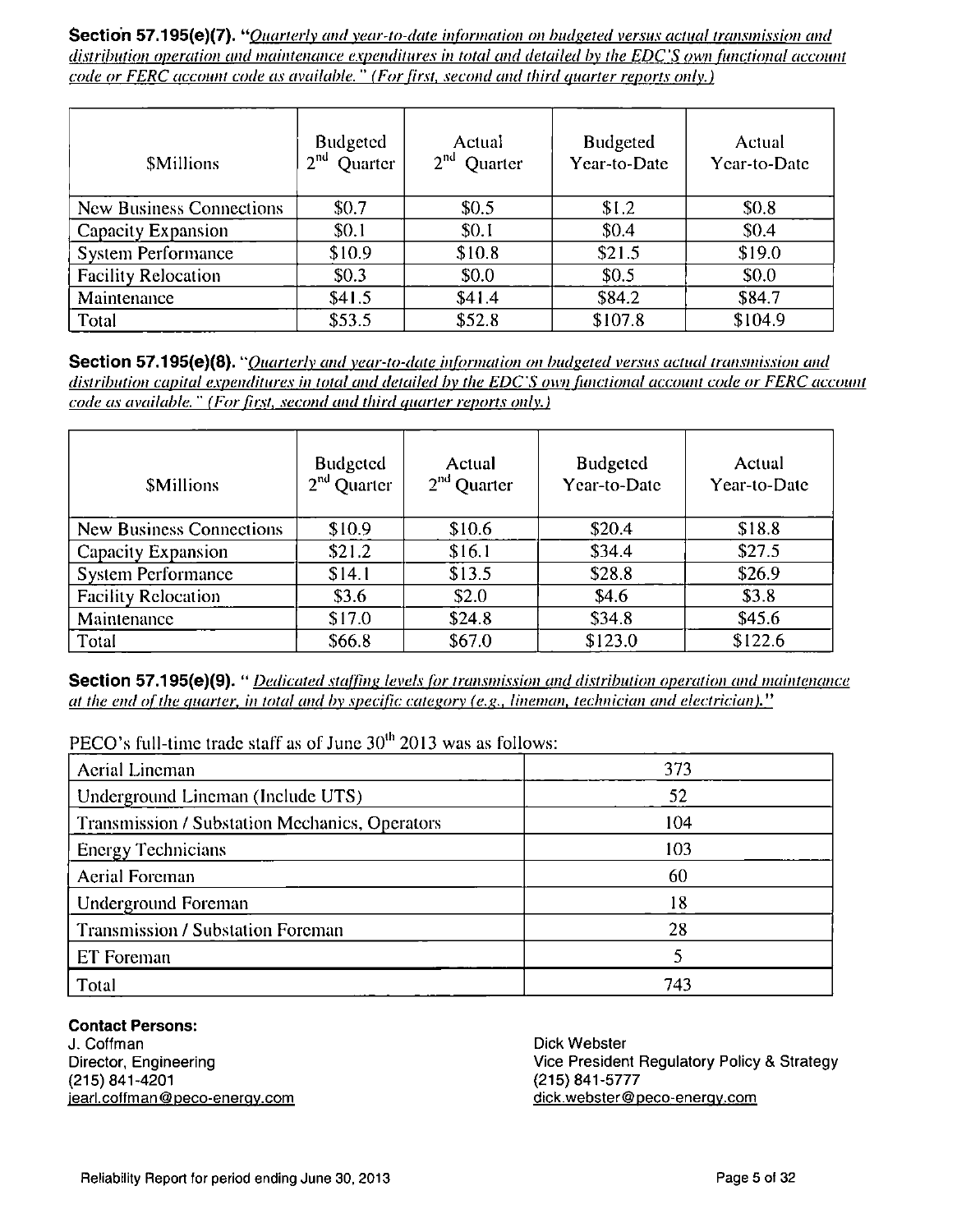**Section 57.195(e)(7).** "*Quarterly and year-to-date information on budgeted versus actual transmission and distribution operation and maintenance expenditures in total and detailed by the EDC'S own functional account code or FERC account code as available.*" *(For first, second and third quarter reports only.)*

| $Millions | Budgeted 2nd Quarter | Actual 2nd Quarter | Budgeted Year-to-Date | Actual Year-to-Date |
|---|---|---|---|---|
| New Business Connections | $0.7 | $0.5 | $1.2 | $0.8 |
| Capacity Expansion | $0.1 | $0.1 | $0.4 | $0.4 |
| System Performance | $10.9 | $10.8 | $21.5 | $19.0 |
| Facility Relocation | $0.3 | $0.0 | $0.5 | $0.0 |
| Maintenance | $41.5 | $41.4 | $84.2 | $84.7 |
| Total | $53.5 | $52.8 | $107.8 | $104.9 |

**Section 57.195(e)(8).** "*Quarterly and year-to-date information on budgeted versus actual transmission and distribution capital expenditures in total and detailed by the EDC'S own functional account code or FERC account code as available.*" *(For first, second and third quarter reports only.)*

| $Millions | Budgeted 2nd Quarter | Actual 2nd Quarter | Budgeted Year-to-Date | Actual Year-to-Date |
|---|---|---|---|---|
| New Business Connections | $10.9 | $10.6 | $20.4 | $18.8 |
| Capacity Expansion | $21.2 | $16.1 | $34.4 | $27.5 |
| System Performance | $14.1 | $13.5 | $28.8 | $26.9 |
| Facility Relocation | $3.6 | $2.0 | $4.6 | $3.8 |
| Maintenance | $17.0 | $24.8 | $34.8 | $45.6 |
| Total | $66.8 | $67.0 | $123.0 | $122.6 |

**Section 57.195(e)(9).** "*Dedicated staffing levels for transmission and distribution operation and maintenance at the end of the quarter, in total and by specific category (e.g., lineman, technician and electrician).*"

PECO's full-time trade staff as of June 30th 2013 was as follows:

| | |
|---|---|
| Aerial Lineman | 373 |
| Underground Lineman (Include UTS) | 52 |
| Transmission / Substation Mechanics, Operators | 104 |
| Energy Technicians | 103 |
| Aerial Foreman | 60 |
| Underground Foreman | 18 |
| Transmission / Substation Foreman | 28 |
| ET Foreman | 5 |
| Total | 743 |

**Contact Persons:**

J. Coffman
Director, Engineering
(215) 841-4201
jearl.coffman@peco-energy.com

Dick Webster
Vice President Regulatory Policy & Strategy
(215) 841-5777
dick.webster@peco-energy.com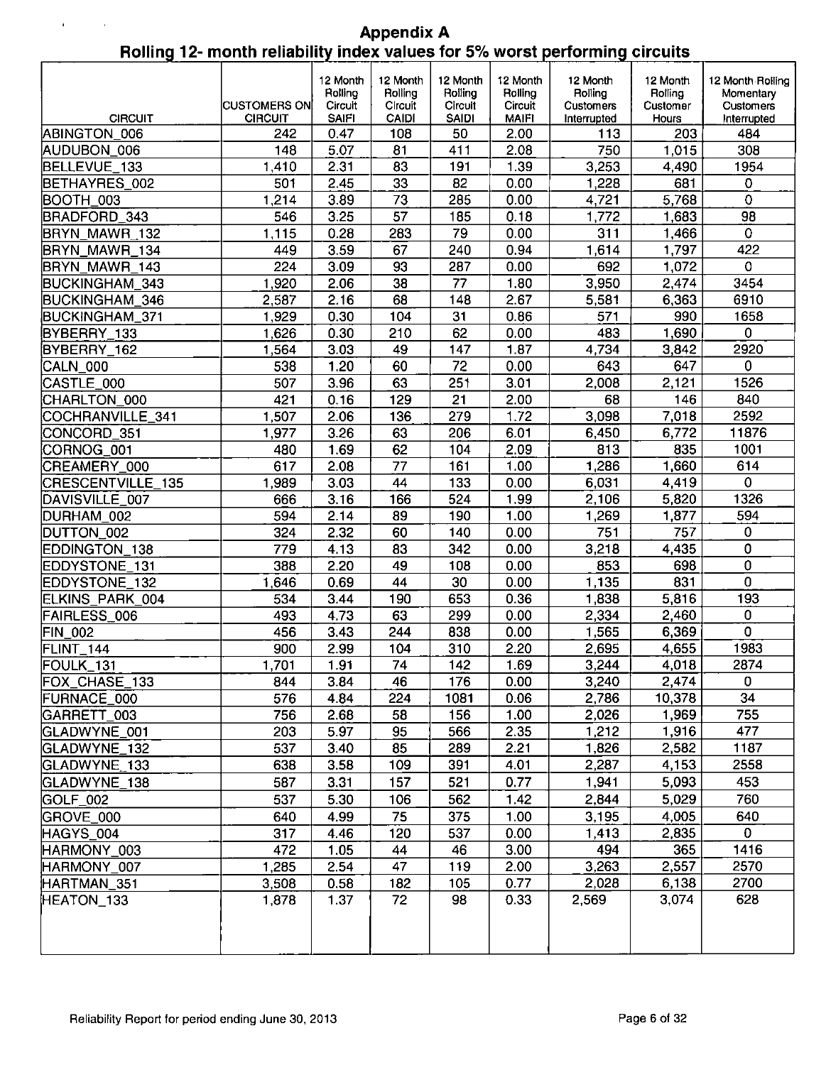# Appendix A

## Rolling 12- month reliability index values for 5% worst performing circuits

| CIRCUIT | CUSTOMERS ON CIRCUIT | 12 Month Rolling Circuit SAIFI | 12 Month Rolling Circuit CAIDI | 12 Month Rolling Circuit SAIDI | 12 Month Rolling Circuit MAIFI | 12 Month Rolling Customers Interrupted | 12 Month Rolling Customer Hours | 12 Month Rolling Momentary Customers Interrupted |
|---|---|---|---|---|---|---|---|---|
| ABINGTON_006 | 242 | 0.47 | 108 | 50 | 2.00 | 113 | 203 | 484 |
| AUDUBON_006 | 148 | 5.07 | 81 | 411 | 2.08 | 750 | 1,015 | 308 |
| BELLEVUE_133 | 1,410 | 2.31 | 83 | 191 | 1.39 | 3,253 | 4,490 | 1954 |
| BETHAYRES_002 | 501 | 2.45 | 33 | 82 | 0.00 | 1,228 | 681 | 0 |
| BOOTH_003 | 1,214 | 3.89 | 73 | 285 | 0.00 | 4,721 | 5,768 | 0 |
| BRADFORD_343 | 546 | 3.25 | 57 | 185 | 0.18 | 1,772 | 1,683 | 98 |
| BRYN_MAWR_132 | 1,115 | 0.28 | 283 | 79 | 0.00 | 311 | 1,466 | 0 |
| BRYN_MAWR_134 | 449 | 3.59 | 67 | 240 | 0.94 | 1,614 | 1,797 | 422 |
| BRYN_MAWR_143 | 224 | 3.09 | 93 | 287 | 0.00 | 692 | 1,072 | 0 |
| BUCKINGHAM_343 | 1,920 | 2.06 | 38 | 77 | 1.80 | 3,950 | 2,474 | 3454 |
| BUCKINGHAM_346 | 2,587 | 2.16 | 68 | 148 | 2.67 | 5,581 | 6,363 | 6910 |
| BUCKINGHAM_371 | 1,929 | 0.30 | 104 | 31 | 0.86 | 571 | 990 | 1658 |
| BYBERRY_133 | 1,626 | 0.30 | 210 | 62 | 0.00 | 483 | 1,690 | 0 |
| BYBERRY_162 | 1,564 | 3.03 | 49 | 147 | 1.87 | 4,734 | 3,842 | 2920 |
| CALN_000 | 538 | 1.20 | 60 | 72 | 0.00 | 643 | 647 | 0 |
| CASTLE_000 | 507 | 3.96 | 63 | 251 | 3.01 | 2,008 | 2,121 | 1526 |
| CHARLTON_000 | 421 | 0.16 | 129 | 21 | 2.00 | 68 | 146 | 840 |
| COCHRANVILLE_341 | 1,507 | 2.06 | 136 | 279 | 1.72 | 3,098 | 7,018 | 2592 |
| CONCORD_351 | 1,977 | 3.26 | 63 | 206 | 6.01 | 6,450 | 6,772 | 11876 |
| CORNOG_001 | 480 | 1.69 | 62 | 104 | 2.09 | 813 | 835 | 1001 |
| CREAMERY_000 | 617 | 2.08 | 77 | 161 | 1.00 | 1,286 | 1,660 | 614 |
| CRESCENTVILLE_135 | 1,989 | 3.03 | 44 | 133 | 0.00 | 6,031 | 4,419 | 0 |
| DAVISVILLE_007 | 666 | 3.16 | 166 | 524 | 1.99 | 2,106 | 5,820 | 1326 |
| DURHAM_002 | 594 | 2.14 | 89 | 190 | 1.00 | 1,269 | 1,877 | 594 |
| DUTTON_002 | 324 | 2.32 | 60 | 140 | 0.00 | 751 | 757 | 0 |
| EDDINGTON_138 | 779 | 4.13 | 83 | 342 | 0.00 | 3,218 | 4,435 | 0 |
| EDDYSTONE_131 | 388 | 2.20 | 49 | 108 | 0.00 | 853 | 698 | 0 |
| EDDYSTONE_132 | 1,646 | 0.69 | 44 | 30 | 0.00 | 1,135 | 831 | 0 |
| ELKINS_PARK_004 | 534 | 3.44 | 190 | 653 | 0.36 | 1,838 | 5,816 | 193 |
| FAIRLESS_006 | 493 | 4.73 | 63 | 299 | 0.00 | 2,334 | 2,460 | 0 |
| FIN_002 | 456 | 3.43 | 244 | 838 | 0.00 | 1,565 | 6,369 | 0 |
| FLINT_144 | 900 | 2.99 | 104 | 310 | 2.20 | 2,695 | 4,655 | 1983 |
| FOULK_131 | 1,701 | 1.91 | 74 | 142 | 1.69 | 3,244 | 4,018 | 2874 |
| FOX_CHASE_133 | 844 | 3.84 | 46 | 176 | 0.00 | 3,240 | 2,474 | 0 |
| FURNACE_000 | 576 | 4.84 | 224 | 1081 | 0.06 | 2,786 | 10,378 | 34 |
| GARRETT_003 | 756 | 2.68 | 58 | 156 | 1.00 | 2,026 | 1,969 | 755 |
| GLADWYNE_001 | 203 | 5.97 | 95 | 566 | 2.35 | 1,212 | 1,916 | 477 |
| GLADWYNE_132 | 537 | 3.40 | 85 | 289 | 2.21 | 1,826 | 2,582 | 1187 |
| GLADWYNE_133 | 638 | 3.58 | 109 | 391 | 4.01 | 2,287 | 4,153 | 2558 |
| GLADWYNE_138 | 587 | 3.31 | 157 | 521 | 0.77 | 1,941 | 5,093 | 453 |
| GOLF_002 | 537 | 5.30 | 106 | 562 | 1.42 | 2,844 | 5,029 | 760 |
| GROVE_000 | 640 | 4.99 | 75 | 375 | 1.00 | 3,195 | 4,005 | 640 |
| HAGYS_004 | 317 | 4.46 | 120 | 537 | 0.00 | 1,413 | 2,835 | 0 |
| HARMONY_003 | 472 | 1.05 | 44 | 46 | 3.00 | 494 | 365 | 1416 |
| HARMONY_007 | 1,285 | 2.54 | 47 | 119 | 2.00 | 3,263 | 2,557 | 2570 |
| HARTMAN_351 | 3,508 | 0.58 | 182 | 105 | 0.77 | 2,028 | 6,138 | 2700 |
| HEATON_133 | 1,878 | 1.37 | 72 | 98 | 0.33 | 2,569 | 3,074 | 628 |

Reliability Report for period ending June 30, 2013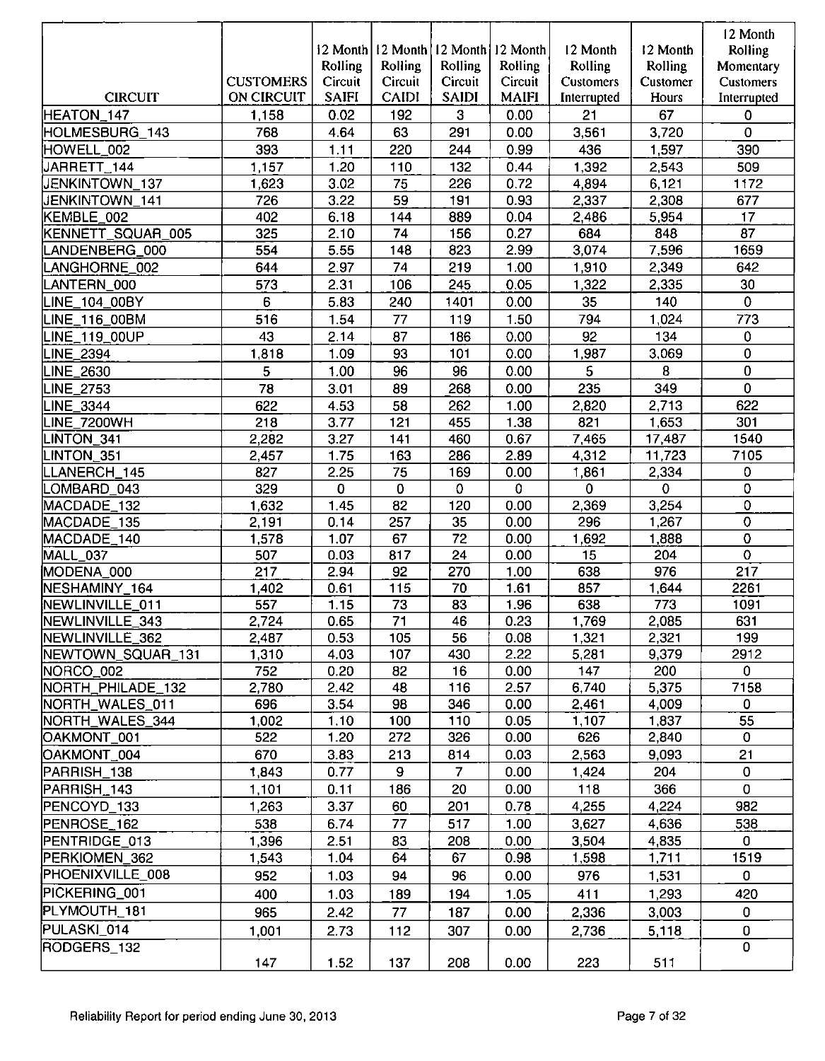| CIRCUIT | CUSTOMERS ON CIRCUIT | 12 Month Rolling Circuit SAIFI | 12 Month Rolling Circuit CAIDI | 12 Month Rolling Circuit SAIDI | 12 Month Rolling Circuit MAIFI | 12 Month Rolling Customers Interrupted | 12 Month Rolling Customer Hours | 12 Month Rolling Momentary Customers Interrupted |
|---|---|---|---|---|---|---|---|---|
| HEATON_147 | 1,158 | 0.02 | 192 | 3 | 0.00 | 21 | 67 | 0 |
| HOLMESBURG_143 | 768 | 4.64 | 63 | 291 | 0.00 | 3,561 | 3,720 | 0 |
| HOWELL_002 | 393 | 1.11 | 220 | 244 | 0.99 | 436 | 1,597 | 390 |
| JARRETT_144 | 1,157 | 1.20 | 110 | 132 | 0.44 | 1,392 | 2,543 | 509 |
| JENKINTOWN_137 | 1,623 | 3.02 | 75 | 226 | 0.72 | 4,894 | 6,121 | 1172 |
| JENKINTOWN_141 | 726 | 3.22 | 59 | 191 | 0.93 | 2,337 | 2,308 | 677 |
| KEMBLE_002 | 402 | 6.18 | 144 | 889 | 0.04 | 2,486 | 5,954 | 17 |
| KENNETT_SQUAR_005 | 325 | 2.10 | 74 | 156 | 0.27 | 684 | 848 | 87 |
| LANDENBERG_000 | 554 | 5.55 | 148 | 823 | 2.99 | 3,074 | 7,596 | 1659 |
| LANGHORNE_002 | 644 | 2.97 | 74 | 219 | 1.00 | 1,910 | 2,349 | 642 |
| LANTERN_000 | 573 | 2.31 | 106 | 245 | 0.05 | 1,322 | 2,335 | 30 |
| LINE_104_00BY | 6 | 5.83 | 240 | 1401 | 0.00 | 35 | 140 | 0 |
| LINE_116_00BM | 516 | 1.54 | 77 | 119 | 1.50 | 794 | 1,024 | 773 |
| LINE_119_00UP | 43 | 2.14 | 87 | 186 | 0.00 | 92 | 134 | 0 |
| LINE_2394 | 1,818 | 1.09 | 93 | 101 | 0.00 | 1,987 | 3,069 | 0 |
| LINE_2630 | 5 | 1.00 | 96 | 96 | 0.00 | 5 | 8 | 0 |
| LINE_2753 | 78 | 3.01 | 89 | 268 | 0.00 | 235 | 349 | 0 |
| LINE_3344 | 622 | 4.53 | 58 | 262 | 1.00 | 2,820 | 2,713 | 622 |
| LINE_7200WH | 218 | 3.77 | 121 | 455 | 1.38 | 821 | 1,653 | 301 |
| LINTON_341 | 2,282 | 3.27 | 141 | 460 | 0.67 | 7,465 | 17,487 | 1540 |
| LINTON_351 | 2,457 | 1.75 | 163 | 286 | 2.89 | 4,312 | 11,723 | 7105 |
| LLANERCH_145 | 827 | 2.25 | 75 | 169 | 0.00 | 1,861 | 2,334 | 0 |
| LOMBARD_043 | 329 | 0 | 0 | 0 | 0 | 0 | 0 | 0 |
| MACDADE_132 | 1,632 | 1.45 | 82 | 120 | 0.00 | 2,369 | 3,254 | 0 |
| MACDADE_135 | 2,191 | 0.14 | 257 | 35 | 0.00 | 296 | 1,267 | 0 |
| MACDADE_140 | 1,578 | 1.07 | 67 | 72 | 0.00 | 1,692 | 1,888 | 0 |
| MALL_037 | 507 | 0.03 | 817 | 24 | 0.00 | 15 | 204 | 0 |
| MODENA_000 | 217 | 2.94 | 92 | 270 | 1.00 | 638 | 976 | 217 |
| NESHAMINY_164 | 1,402 | 0.61 | 115 | 70 | 1.61 | 857 | 1,644 | 2261 |
| NEWLINVILLE_011 | 557 | 1.15 | 73 | 83 | 1.96 | 638 | 773 | 1091 |
| NEWLINVILLE_343 | 2,724 | 0.65 | 71 | 46 | 0.23 | 1,769 | 2,085 | 631 |
| NEWLINVILLE_362 | 2,487 | 0.53 | 105 | 56 | 0.08 | 1,321 | 2,321 | 199 |
| NEWTOWN_SQUAR_131 | 1,310 | 4.03 | 107 | 430 | 2.22 | 5,281 | 9,379 | 2912 |
| NORCO_002 | 752 | 0.20 | 82 | 16 | 0.00 | 147 | 200 | 0 |
| NORTH_PHILADE_132 | 2,780 | 2.42 | 48 | 116 | 2.57 | 6,740 | 5,375 | 7158 |
| NORTH_WALES_011 | 696 | 3.54 | 98 | 346 | 0.00 | 2,461 | 4,009 | 0 |
| NORTH_WALES_344 | 1,002 | 1.10 | 100 | 110 | 0.05 | 1,107 | 1,837 | 55 |
| OAKMONT_001 | 522 | 1.20 | 272 | 326 | 0.00 | 626 | 2,840 | 0 |
| OAKMONT_004 | 670 | 3.83 | 213 | 814 | 0.03 | 2,563 | 9,093 | 21 |
| PARRISH_138 | 1,843 | 0.77 | 9 | 7 | 0.00 | 1,424 | 204 | 0 |
| PARRISH_143 | 1,101 | 0.11 | 186 | 20 | 0.00 | 118 | 366 | 0 |
| PENCOYD_133 | 1,263 | 3.37 | 60 | 201 | 0.78 | 4,255 | 4,224 | 982 |
| PENROSE_162 | 538 | 6.74 | 77 | 517 | 1.00 | 3,627 | 4,636 | 538 |
| PENTRIDGE_013 | 1,396 | 2.51 | 83 | 208 | 0.00 | 3,504 | 4,835 | 0 |
| PERKIOMEN_362 | 1,543 | 1.04 | 64 | 67 | 0.98 | 1,598 | 1,711 | 1519 |
| PHOENIXVILLE_008 | 952 | 1.03 | 94 | 96 | 0.00 | 976 | 1,531 | 0 |
| PICKERING_001 | 400 | 1.03 | 189 | 194 | 1.05 | 411 | 1,293 | 420 |
| PLYMOUTH_181 | 965 | 2.42 | 77 | 187 | 0.00 | 2,336 | 3,003 | 0 |
| PULASKI_014 | 1,001 | 2.73 | 112 | 307 | 0.00 | 2,736 | 5,118 | 0 |
| RODGERS_132 | 147 | 1.52 | 137 | 208 | 0.00 | 223 | 511 | 0 |

Reliability Report for period ending June 30, 2013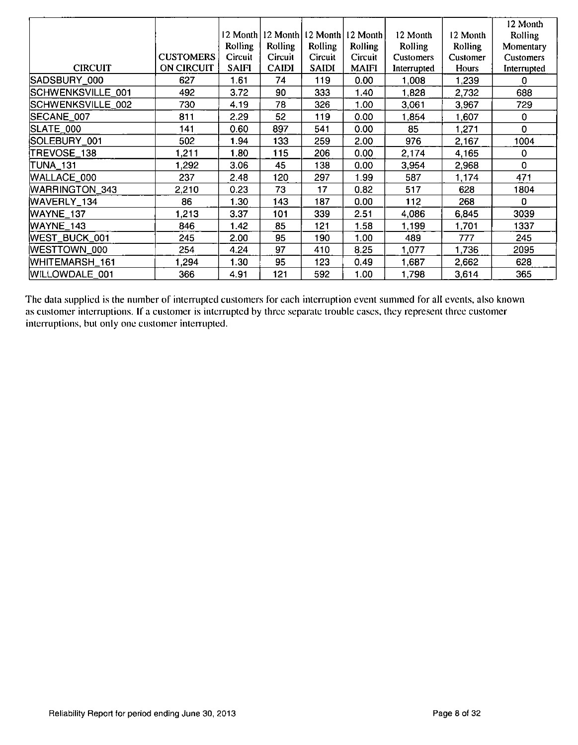| CIRCUIT | CUSTOMERS ON CIRCUIT | 12 Month Rolling Circuit SAIFI | 12 Month Rolling Circuit CAIDI | 12 Month Rolling Circuit SAIDI | 12 Month Rolling Circuit MAIFI | 12 Month Rolling Customers Interrupted | 12 Month Rolling Customer Hours | 12 Month Rolling Momentary Customers Interrupted |
|---|---|---|---|---|---|---|---|---|
| SADSBURY_000 | 627 | 1.61 | 74 | 119 | 0.00 | 1,008 | 1,239 | 0 |
| SCHWENKSVILLE_001 | 492 | 3.72 | 90 | 333 | 1.40 | 1,828 | 2,732 | 688 |
| SCHWENKSVILLE_002 | 730 | 4.19 | 78 | 326 | 1.00 | 3,061 | 3,967 | 729 |
| SECANE_007 | 811 | 2.29 | 52 | 119 | 0.00 | 1,854 | 1,607 | 0 |
| SLATE_000 | 141 | 0.60 | 897 | 541 | 0.00 | 85 | 1,271 | 0 |
| SOLEBURY_001 | 502 | 1.94 | 133 | 259 | 2.00 | 976 | 2,167 | 1004 |
| TREVOSE_138 | 1,211 | 1.80 | 115 | 206 | 0.00 | 2,174 | 4,165 | 0 |
| TUNA_131 | 1,292 | 3.06 | 45 | 138 | 0.00 | 3,954 | 2,968 | 0 |
| WALLACE_000 | 237 | 2.48 | 120 | 297 | 1.99 | 587 | 1,174 | 471 |
| WARRINGTON_343 | 2,210 | 0.23 | 73 | 17 | 0.82 | 517 | 628 | 1804 |
| WAVERLY_134 | 86 | 1.30 | 143 | 187 | 0.00 | 112 | 268 | 0 |
| WAYNE_137 | 1,213 | 3.37 | 101 | 339 | 2.51 | 4,086 | 6,845 | 3039 |
| WAYNE_143 | 846 | 1.42 | 85 | 121 | 1.58 | 1,199 | 1,701 | 1337 |
| WEST_BUCK_001 | 245 | 2.00 | 95 | 190 | 1.00 | 489 | 777 | 245 |
| WESTTOWN_000 | 254 | 4.24 | 97 | 410 | 8.25 | 1,077 | 1,736 | 2095 |
| WHITEMARSH_161 | 1,294 | 1.30 | 95 | 123 | 0.49 | 1,687 | 2,662 | 628 |
| WILLOWDALE_001 | 366 | 4.91 | 121 | 592 | 1.00 | 1,798 | 3,614 | 365 |

The data supplied is the number of interrupted customers for each interruption event summed for all events, also known as customer interruptions. If a customer is interrupted by three separate trouble cases, they represent three customer interruptions, but only one customer interrupted.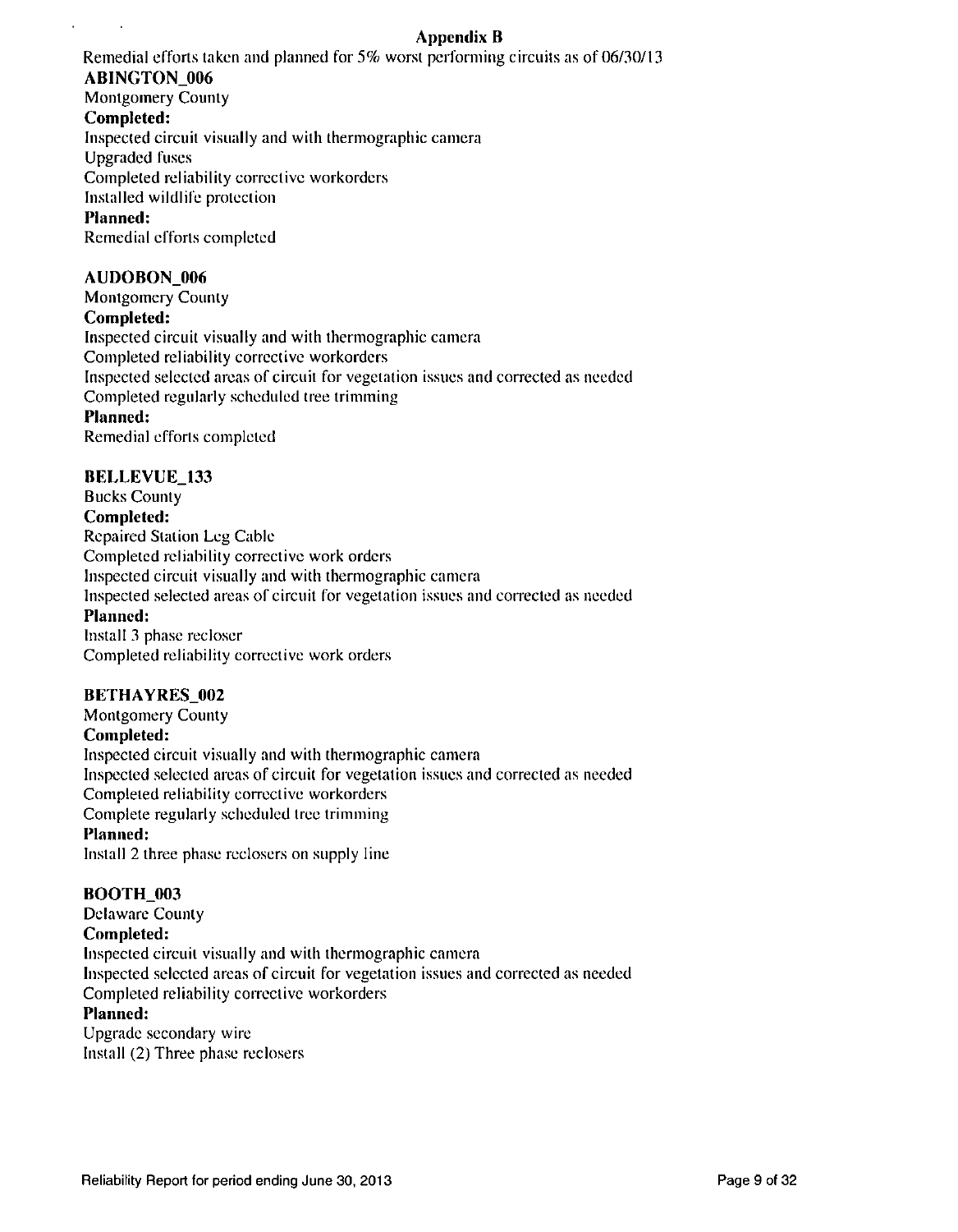# Appendix B

Remedial efforts taken and planned for 5% worst performing circuits as of 06/30/13

**ABINGTON_006**

Montgomery County

**Completed:**

Inspected circuit visually and with thermographic camera
Upgraded fuses
Completed reliability corrective workorders
Installed wildlife protection

**Planned:**

Remedial efforts completed

**AUDOBON_006**

Montgomery County

**Completed:**

Inspected circuit visually and with thermographic camera
Completed reliability corrective workorders
Inspected selected areas of circuit for vegetation issues and corrected as needed
Completed regularly scheduled tree trimming

**Planned:**

Remedial efforts completed

**BELLEVUE_133**

Bucks County

**Completed:**

Repaired Station Leg Cable
Completed reliability corrective work orders
Inspected circuit visually and with thermographic camera
Inspected selected areas of circuit for vegetation issues and corrected as needed

**Planned:**

Install 3 phase recloser
Completed reliability corrective work orders

**BETHAYRES_002**

Montgomery County

**Completed:**

Inspected circuit visually and with thermographic camera
Inspected selected areas of circuit for vegetation issues and corrected as needed
Completed reliability corrective workorders
Complete regularly scheduled tree trimming

**Planned:**

Install 2 three phase reclosers on supply line

**BOOTH_003**

Delaware County

**Completed:**

Inspected circuit visually and with thermographic camera
Inspected selected areas of circuit for vegetation issues and corrected as needed
Completed reliability corrective workorders

**Planned:**

Upgrade secondary wire
Install (2) Three phase reclosers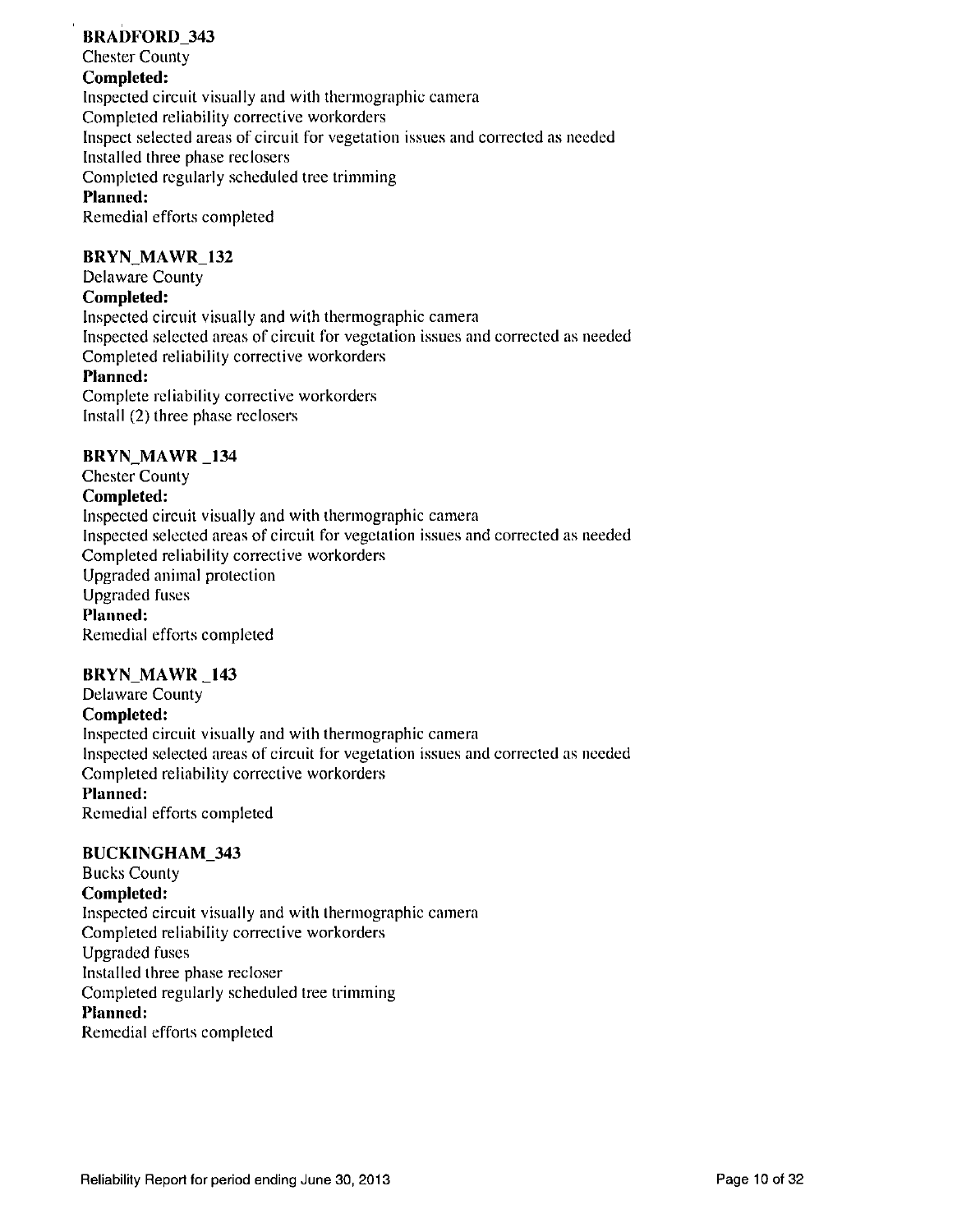### BRADFORD_343

Chester County

**Completed:**

Inspected circuit visually and with thermographic camera
Completed reliability corrective workorders
Inspect selected areas of circuit for vegetation issues and corrected as needed
Installed three phase reclosers
Completed regularly scheduled tree trimming

**Planned:**

Remedial efforts completed

### BRYN_MAWR_132

Delaware County

**Completed:**

Inspected circuit visually and with thermographic camera
Inspected selected areas of circuit for vegetation issues and corrected as needed
Completed reliability corrective workorders

**Planned:**

Complete reliability corrective workorders
Install (2) three phase reclosers

### BRYN_MAWR _134

Chester County

**Completed:**

Inspected circuit visually and with thermographic camera
Inspected selected areas of circuit for vegetation issues and corrected as needed
Completed reliability corrective workorders
Upgraded animal protection
Upgraded fuses

**Planned:**

Remedial efforts completed

### BRYN_MAWR _143

Delaware County

**Completed:**

Inspected circuit visually and with thermographic camera
Inspected selected areas of circuit for vegetation issues and corrected as needed
Completed reliability corrective workorders

**Planned:**

Remedial efforts completed

### BUCKINGHAM_343

Bucks County

**Completed:**

Inspected circuit visually and with thermographic camera
Completed reliability corrective workorders
Upgraded fuses
Installed three phase recloser
Completed regularly scheduled tree trimming

**Planned:**

Remedial efforts completed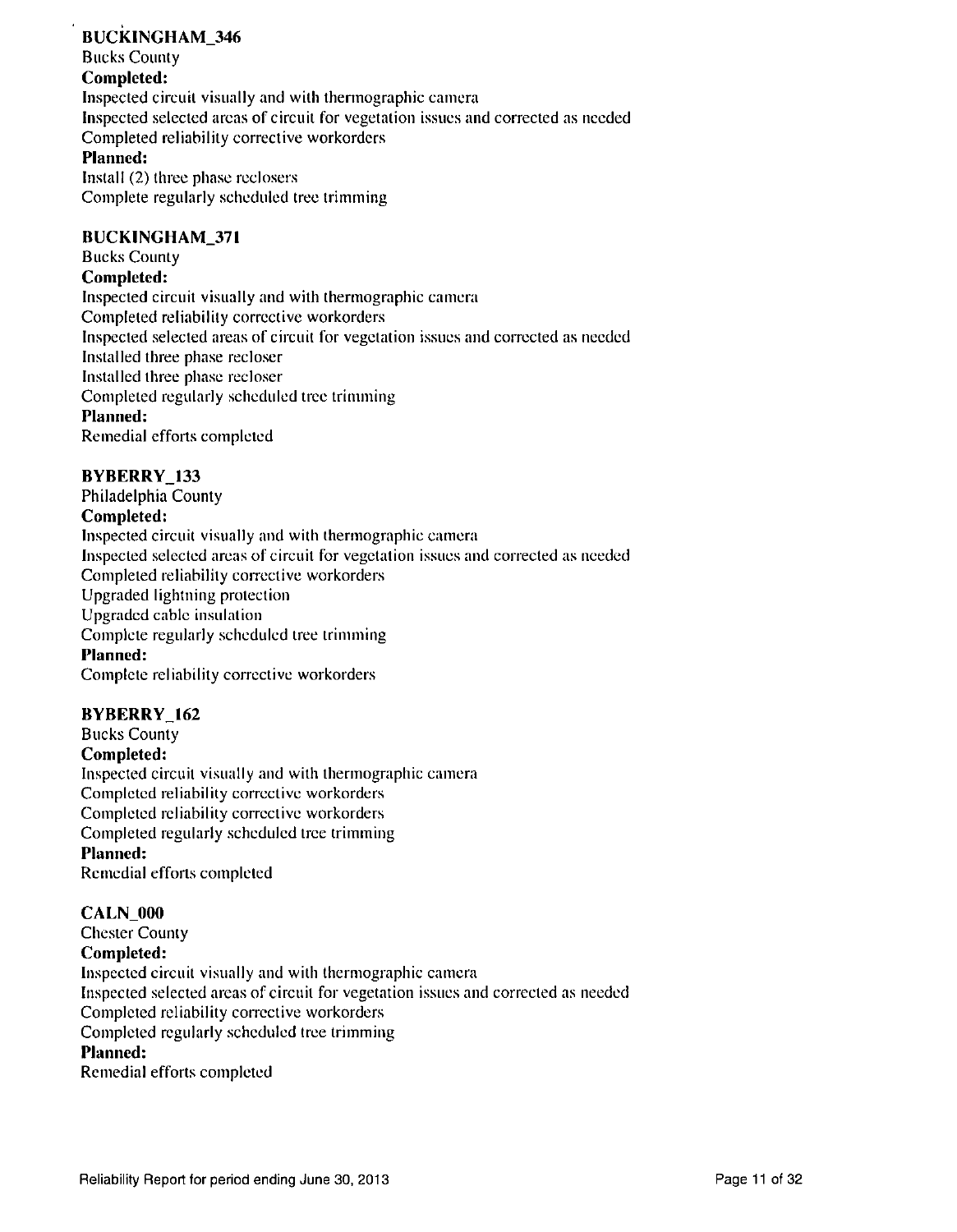**BUCKINGHAM_346**

Bucks County

**Completed:**

Inspected circuit visually and with thermographic camera
Inspected selected areas of circuit for vegetation issues and corrected as needed
Completed reliability corrective workorders

**Planned:**

Install (2) three phase reclosers
Complete regularly scheduled tree trimming

**BUCKINGHAM_371**

Bucks County

**Completed:**

Inspected circuit visually and with thermographic camera
Completed reliability corrective workorders
Inspected selected areas of circuit for vegetation issues and corrected as needed
Installed three phase recloser
Installed three phase recloser
Completed regularly scheduled tree trimming

**Planned:**

Remedial efforts completed

**BYBERRY_133**

Philadelphia County

**Completed:**

Inspected circuit visually and with thermographic camera
Inspected selected areas of circuit for vegetation issues and corrected as needed
Completed reliability corrective workorders
Upgraded lightning protection
Upgraded cable insulation
Complete regularly scheduled tree trimming

**Planned:**

Complete reliability corrective workorders

**BYBERRY_162**

Bucks County

**Completed:**

Inspected circuit visually and with thermographic camera
Completed reliability corrective workorders
Completed reliability corrective workorders
Completed regularly scheduled tree trimming

**Planned:**

Remedial efforts completed

**CALN_000**

Chester County

**Completed:**

Inspected circuit visually and with thermographic camera
Inspected selected areas of circuit for vegetation issues and corrected as needed
Completed reliability corrective workorders
Completed regularly scheduled tree trimming

**Planned:**

Remedial efforts completed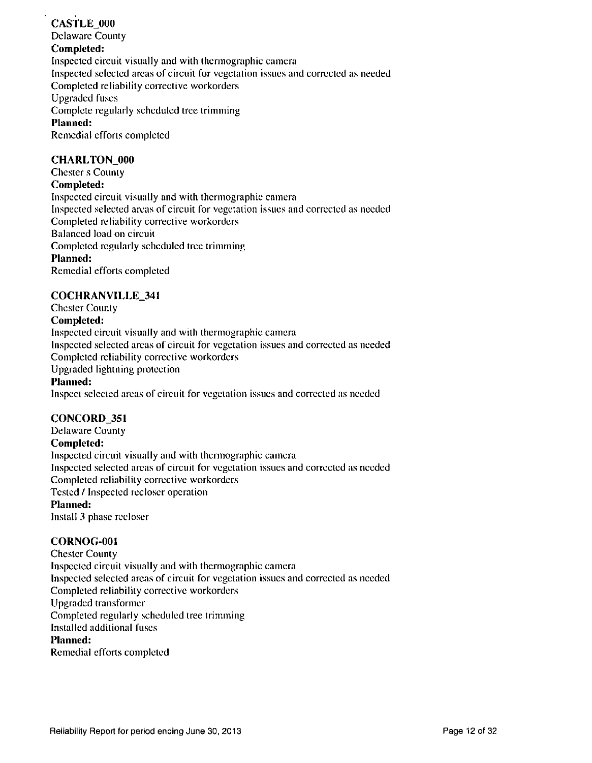**CASTLE_000**

Delaware County

**Completed:**

Inspected circuit visually and with thermographic camera

Inspected selected areas of circuit for vegetation issues and corrected as needed

Completed reliability corrective workorders

Upgraded fuses

Complete regularly scheduled tree trimming

**Planned:**

Remedial efforts completed

**CHARLTON_000**

Chester s County

**Completed:**

Inspected circuit visually and with thermographic camera

Inspected selected areas of circuit for vegetation issues and corrected as needed

Completed reliability corrective workorders

Balanced load on circuit

Completed regularly scheduled tree trimming

**Planned:**

Remedial efforts completed

**COCHRANVILLE_341**

Chester County

**Completed:**

Inspected circuit visually and with thermographic camera

Inspected selected areas of circuit for vegetation issues and corrected as needed

Completed reliability corrective workorders

Upgraded lightning protection

**Planned:**

Inspect selected areas of circuit for vegetation issues and corrected as needed

**CONCORD_351**

Delaware County

**Completed:**

Inspected circuit visually and with thermographic camera

Inspected selected areas of circuit for vegetation issues and corrected as needed

Completed reliability corrective workorders

Tested / Inspected recloser operation

**Planned:**

Install 3 phase recloser

**CORNOG-001**

Chester County

Inspected circuit visually and with thermographic camera

Inspected selected areas of circuit for vegetation issues and corrected as needed

Completed reliability corrective workorders

Upgraded transformer

Completed regularly scheduled tree trimming

Installed additional fuses

**Planned:**

Remedial efforts completed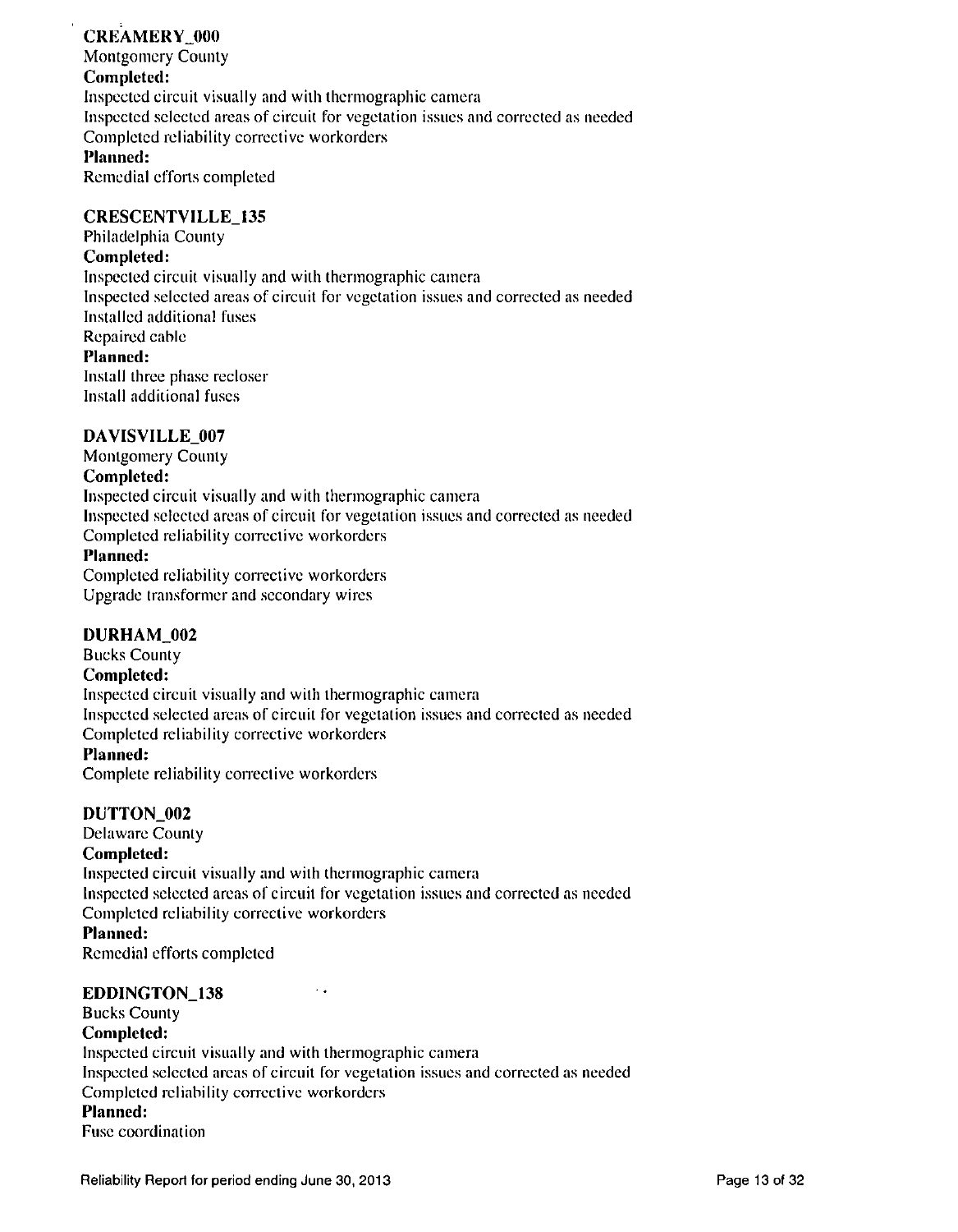**CREAMERY_000**
Montgomery County
**Completed:**
Inspected circuit visually and with thermographic camera
Inspected selected areas of circuit for vegetation issues and corrected as needed
Completed reliability corrective workorders
**Planned:**
Remedial efforts completed

**CRESCENTVILLE_135**
Philadelphia County
**Completed:**
Inspected circuit visually and with thermographic camera
Inspected selected areas of circuit for vegetation issues and corrected as needed
Installed additional fuses
Repaired cable
**Planned:**
Install three phase recloser
Install additional fuses

**DAVISVILLE_007**
Montgomery County
**Completed:**
Inspected circuit visually and with thermographic camera
Inspected selected areas of circuit for vegetation issues and corrected as needed
Completed reliability corrective workorders
**Planned:**
Completed reliability corrective workorders
Upgrade transformer and secondary wires

**DURHAM_002**
Bucks County
**Completed:**
Inspected circuit visually and with thermographic camera
Inspected selected areas of circuit for vegetation issues and corrected as needed
Completed reliability corrective workorders
**Planned:**
Complete reliability corrective workorders

**DUTTON_002**
Delaware County
**Completed:**
Inspected circuit visually and with thermographic camera
Inspected selected areas of circuit for vegetation issues and corrected as needed
Completed reliability corrective workorders
**Planned:**
Remedial efforts completed

**EDDINGTON_138**
Bucks County
**Completed:**
Inspected circuit visually and with thermographic camera
Inspected selected areas of circuit for vegetation issues and corrected as needed
Completed reliability corrective workorders
**Planned:**
Fuse coordination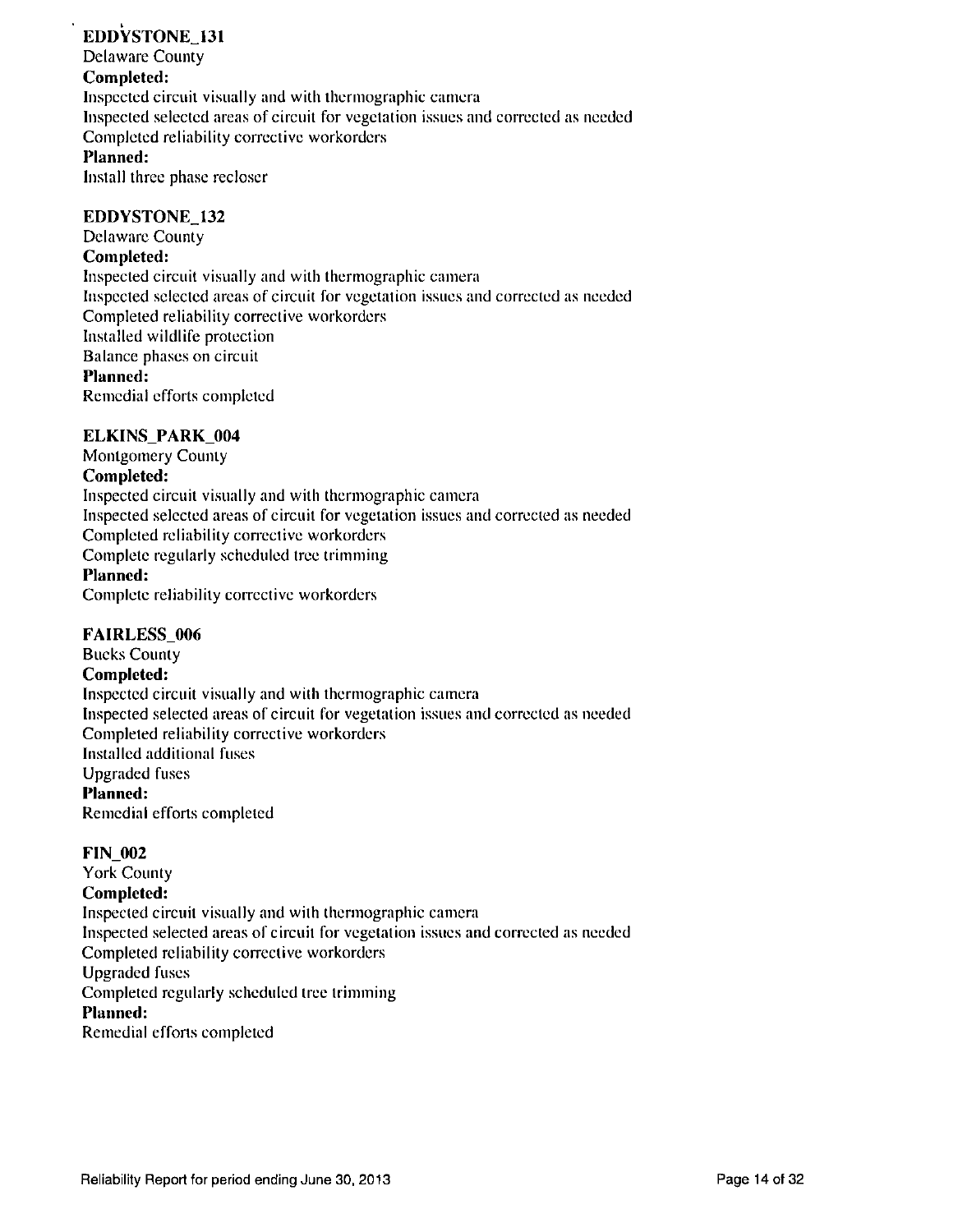**EDDYSTONE_131**
Delaware County
**Completed:**
Inspected circuit visually and with thermographic camera
Inspected selected areas of circuit for vegetation issues and corrected as needed
Completed reliability corrective workorders
**Planned:**
Install three phase recloser

**EDDYSTONE_132**
Delaware County
**Completed:**
Inspected circuit visually and with thermographic camera
Inspected selected areas of circuit for vegetation issues and corrected as needed
Completed reliability corrective workorders
Installed wildlife protection
Balance phases on circuit
**Planned:**
Remedial efforts completed

**ELKINS_PARK_004**
Montgomery County
**Completed:**
Inspected circuit visually and with thermographic camera
Inspected selected areas of circuit for vegetation issues and corrected as needed
Completed reliability corrective workorders
Complete regularly scheduled tree trimming
**Planned:**
Complete reliability corrective workorders

**FAIRLESS_006**
Bucks County
**Completed:**
Inspected circuit visually and with thermographic camera
Inspected selected areas of circuit for vegetation issues and corrected as needed
Completed reliability corrective workorders
Installed additional fuses
Upgraded fuses
**Planned:**
Remedial efforts completed

**FIN_002**
York County
**Completed:**
Inspected circuit visually and with thermographic camera
Inspected selected areas of circuit for vegetation issues and corrected as needed
Completed reliability corrective workorders
Upgraded fuses
Completed regularly scheduled tree trimming
**Planned:**
Remedial efforts completed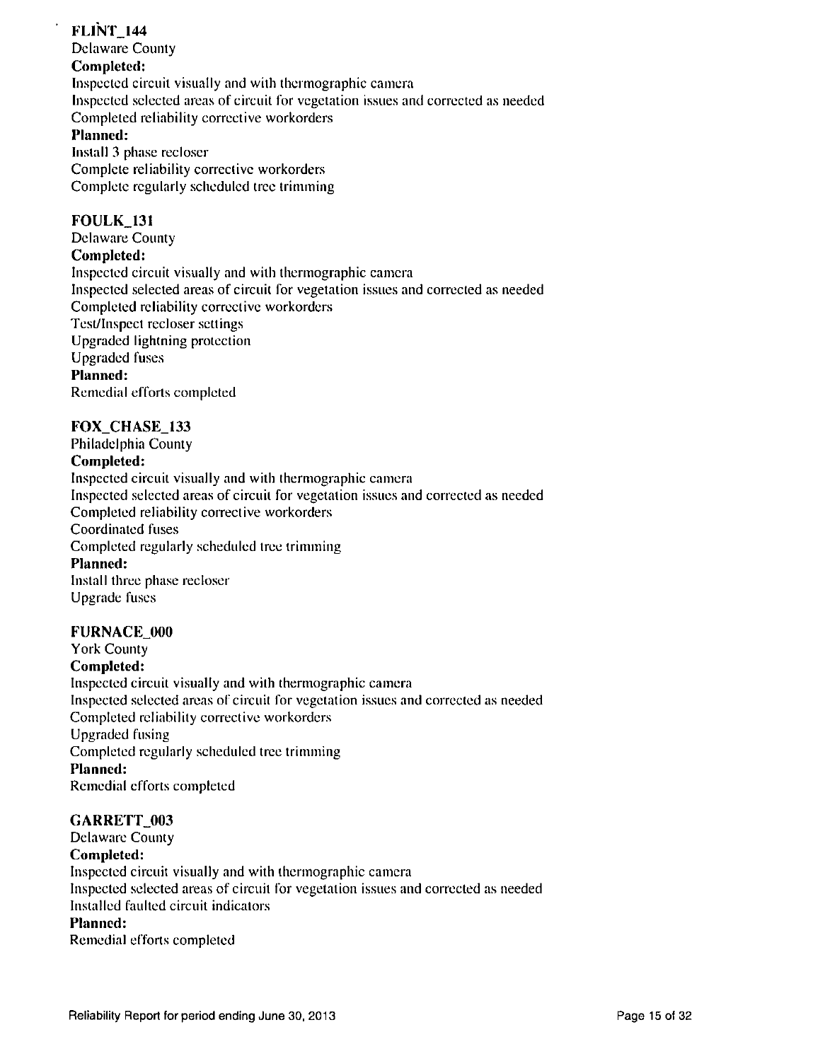**FLINT_144**

Delaware County

**Completed:**

Inspected circuit visually and with thermographic camera
Inspected selected areas of circuit for vegetation issues and corrected as needed
Completed reliability corrective workorders

**Planned:**

Install 3 phase recloser
Complete reliability corrective workorders
Complete regularly scheduled tree trimming

**FOULK_131**

Delaware County

**Completed:**

Inspected circuit visually and with thermographic camera
Inspected selected areas of circuit for vegetation issues and corrected as needed
Completed reliability corrective workorders
Test/Inspect recloser settings
Upgraded lightning protection
Upgraded fuses

**Planned:**

Remedial efforts completed

**FOX_CHASE_133**

Philadelphia County

**Completed:**

Inspected circuit visually and with thermographic camera
Inspected selected areas of circuit for vegetation issues and corrected as needed
Completed reliability corrective workorders
Coordinated fuses
Completed regularly scheduled tree trimming

**Planned:**

Install three phase recloser
Upgrade fuses

**FURNACE_000**

York County

**Completed:**

Inspected circuit visually and with thermographic camera
Inspected selected areas of circuit for vegetation issues and corrected as needed
Completed reliability corrective workorders
Upgraded fusing
Completed regularly scheduled tree trimming

**Planned:**

Remedial efforts completed

**GARRETT_003**

Delaware County

**Completed:**

Inspected circuit visually and with thermographic camera
Inspected selected areas of circuit for vegetation issues and corrected as needed
Installed faulted circuit indicators

**Planned:**

Remedial efforts completed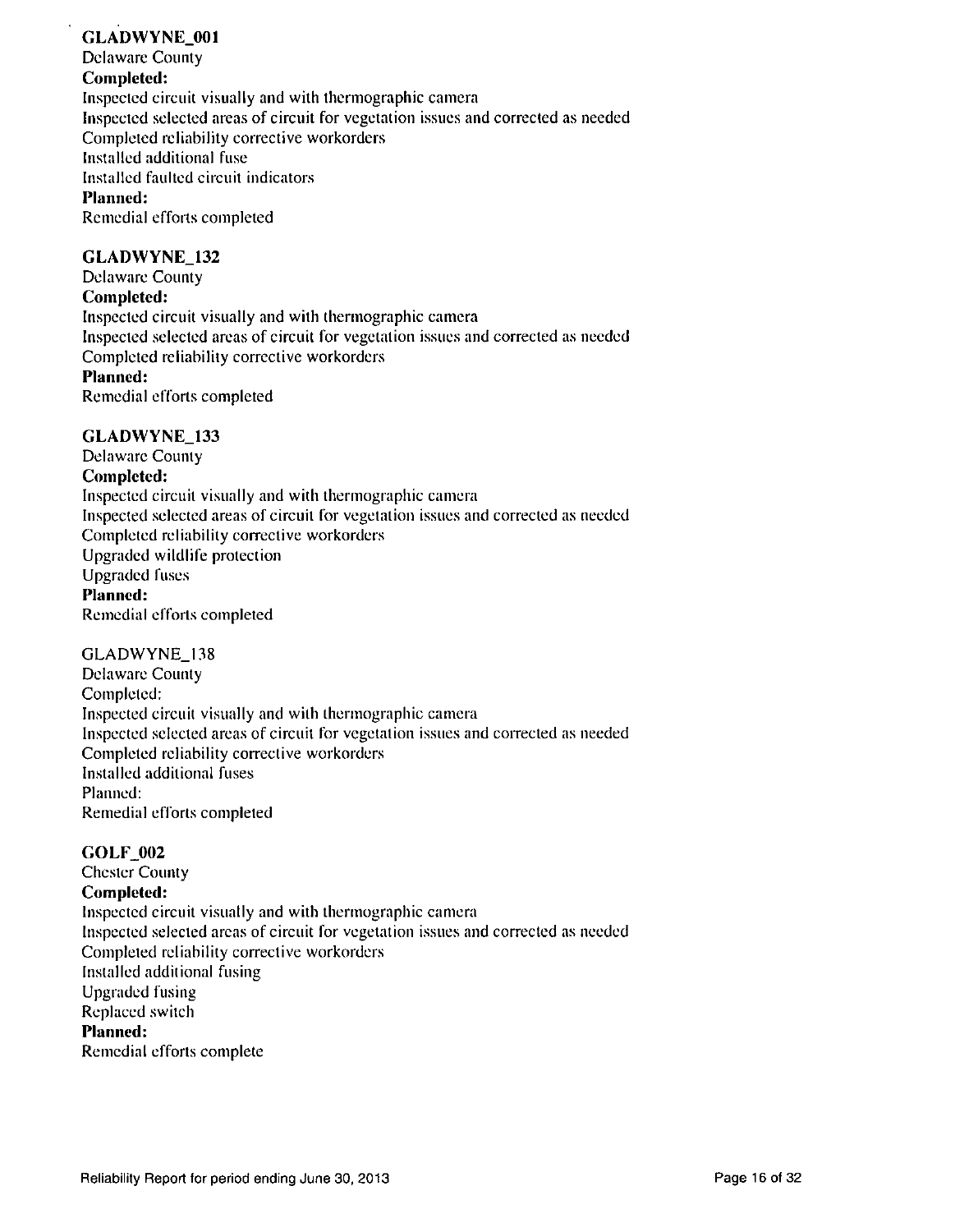**GLADWYNE_001**
Delaware County
**Completed:**
Inspected circuit visually and with thermographic camera
Inspected selected areas of circuit for vegetation issues and corrected as needed
Completed reliability corrective workorders
Installed additional fuse
Installed faulted circuit indicators
**Planned:**
Remedial efforts completed

**GLADWYNE_132**
Delaware County
**Completed:**
Inspected circuit visually and with thermographic camera
Inspected selected areas of circuit for vegetation issues and corrected as needed
Completed reliability corrective workorders
**Planned:**
Remedial efforts completed

**GLADWYNE_133**
Delaware County
**Completed:**
Inspected circuit visually and with thermographic camera
Inspected selected areas of circuit for vegetation issues and corrected as needed
Completed reliability corrective workorders
Upgraded wildlife protection
Upgraded fuses
**Planned:**
Remedial efforts completed

GLADWYNE_138
Delaware County
Completed:
Inspected circuit visually and with thermographic camera
Inspected selected areas of circuit for vegetation issues and corrected as needed
Completed reliability corrective workorders
Installed additional fuses
Planned:
Remedial efforts completed

**GOLF_002**
Chester County
**Completed:**
Inspected circuit visually and with thermographic camera
Inspected selected areas of circuit for vegetation issues and corrected as needed
Completed reliability corrective workorders
Installed additional fusing
Upgraded fusing
Replaced switch
**Planned:**
Remedial efforts complete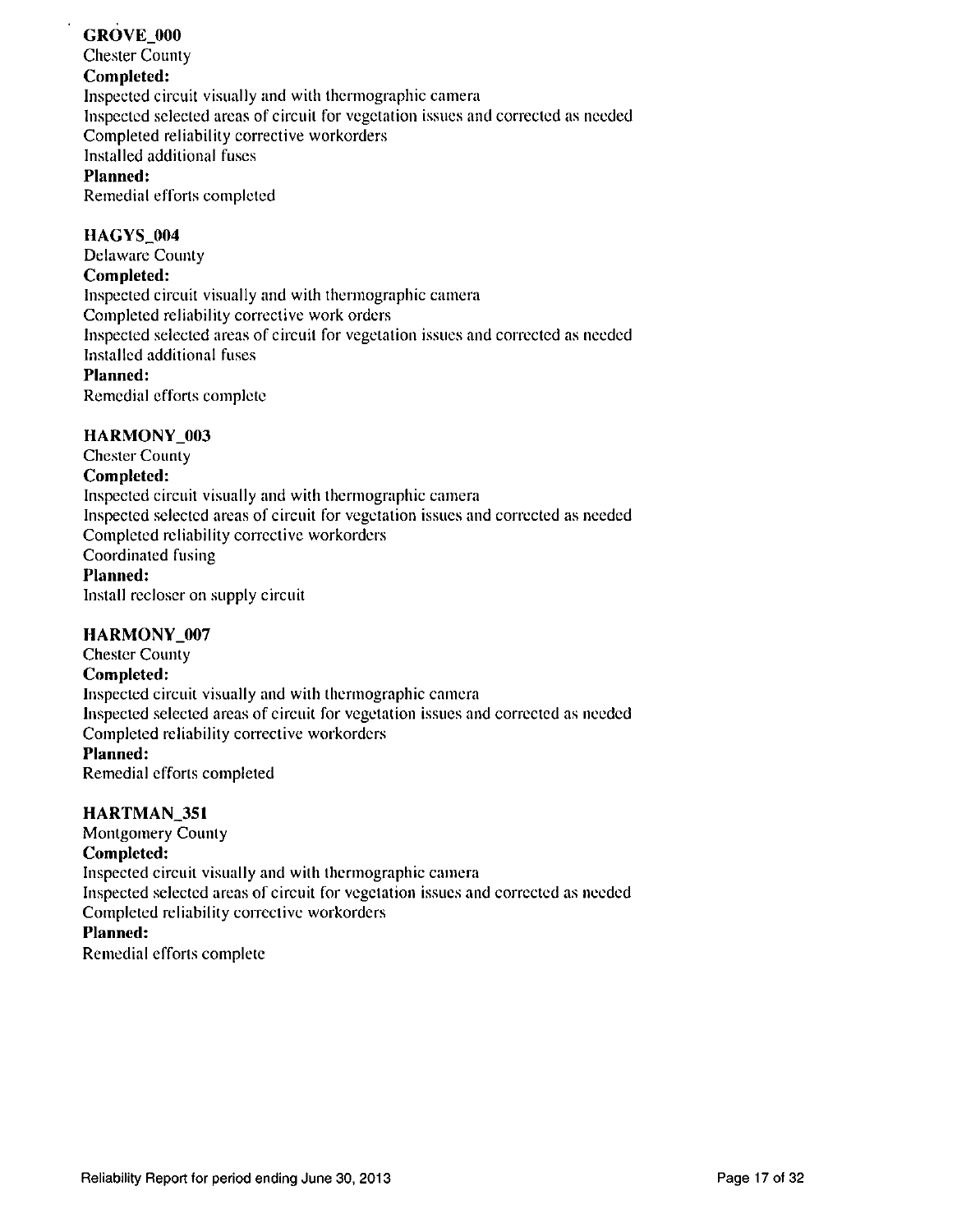**GROVE_000**

Chester County

**Completed:**

Inspected circuit visually and with thermographic camera
Inspected selected areas of circuit for vegetation issues and corrected as needed
Completed reliability corrective workorders
Installed additional fuses

**Planned:**

Remedial efforts completed

**HAGYS_004**

Delaware County

**Completed:**

Inspected circuit visually and with thermographic camera
Completed reliability corrective work orders
Inspected selected areas of circuit for vegetation issues and corrected as needed
Installed additional fuses

**Planned:**

Remedial efforts complete

**HARMONY_003**

Chester County

**Completed:**

Inspected circuit visually and with thermographic camera
Inspected selected areas of circuit for vegetation issues and corrected as needed
Completed reliability corrective workorders
Coordinated fusing

**Planned:**

Install recloser on supply circuit

**HARMONY_007**

Chester County

**Completed:**

Inspected circuit visually and with thermographic camera
Inspected selected areas of circuit for vegetation issues and corrected as needed
Completed reliability corrective workorders

**Planned:**

Remedial efforts completed

**HARTMAN_351**

Montgomery County

**Completed:**

Inspected circuit visually and with thermographic camera
Inspected selected areas of circuit for vegetation issues and corrected as needed
Completed reliability corrective workorders

**Planned:**

Remedial efforts complete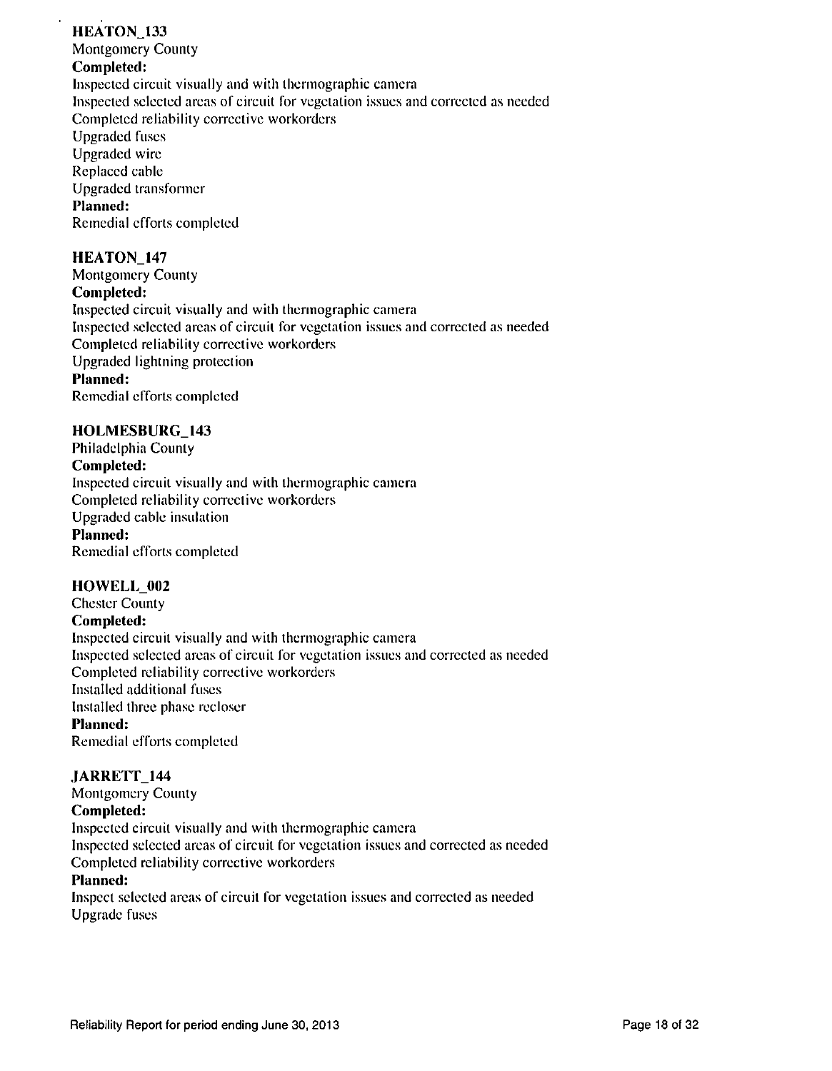**HEATON_133**
Montgomery County
**Completed:**
Inspected circuit visually and with thermographic camera
Inspected selected areas of circuit for vegetation issues and corrected as needed
Completed reliability corrective workorders
Upgraded fuses
Upgraded wire
Replaced cable
Upgraded transformer
**Planned:**
Remedial efforts completed

**HEATON_147**
Montgomery County
**Completed:**
Inspected circuit visually and with thermographic camera
Inspected selected areas of circuit for vegetation issues and corrected as needed
Completed reliability corrective workorders
Upgraded lightning protection
**Planned:**
Remedial efforts completed

**HOLMESBURG_143**
Philadelphia County
**Completed:**
Inspected circuit visually and with thermographic camera
Completed reliability corrective workorders
Upgraded cable insulation
**Planned:**
Remedial efforts completed

**HOWELL_002**
Chester County
**Completed:**
Inspected circuit visually and with thermographic camera
Inspected selected areas of circuit for vegetation issues and corrected as needed
Completed reliability corrective workorders
Installed additional fuses
Installed three phase recloser
**Planned:**
Remedial efforts completed

**JARRETT_144**
Montgomery County
**Completed:**
Inspected circuit visually and with thermographic camera
Inspected selected areas of circuit for vegetation issues and corrected as needed
Completed reliability corrective workorders
**Planned:**
Inspect selected areas of circuit for vegetation issues and corrected as needed
Upgrade fuses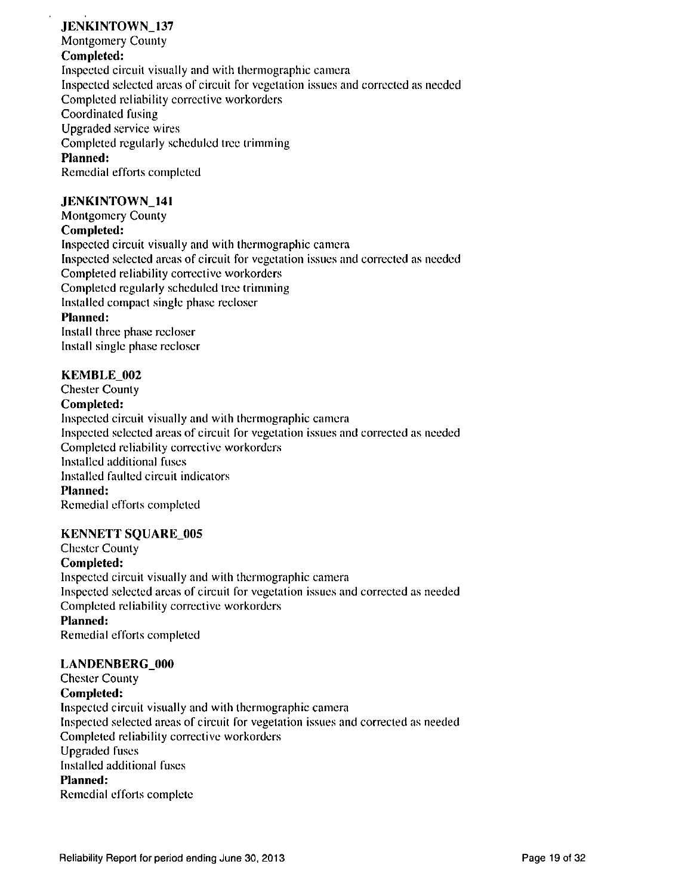**JENKINTOWN_137**

Montgomery County

**Completed:**

Inspected circuit visually and with thermographic camera
Inspected selected areas of circuit for vegetation issues and corrected as needed
Completed reliability corrective workorders
Coordinated fusing
Upgraded service wires
Completed regularly scheduled tree trimming

**Planned:**

Remedial efforts completed

**JENKINTOWN_141**

Montgomery County

**Completed:**

Inspected circuit visually and with thermographic camera
Inspected selected areas of circuit for vegetation issues and corrected as needed
Completed reliability corrective workorders
Completed regularly scheduled tree trimming
Installed compact single phase recloser

**Planned:**

Install three phase recloser
Install single phase recloser

**KEMBLE_002**

Chester County

**Completed:**

Inspected circuit visually and with thermographic camera
Inspected selected areas of circuit for vegetation issues and corrected as needed
Completed reliability corrective workorders
Installed additional fuses
Installed faulted circuit indicators

**Planned:**

Remedial efforts completed

**KENNETT SQUARE_005**

Chester County

**Completed:**

Inspected circuit visually and with thermographic camera
Inspected selected areas of circuit for vegetation issues and corrected as needed
Completed reliability corrective workorders

**Planned:**

Remedial efforts completed

**LANDENBERG_000**

Chester County

**Completed:**

Inspected circuit visually and with thermographic camera
Inspected selected areas of circuit for vegetation issues and corrected as needed
Completed reliability corrective workorders
Upgraded fuses
Installed additional fuses

**Planned:**

Remedial efforts complete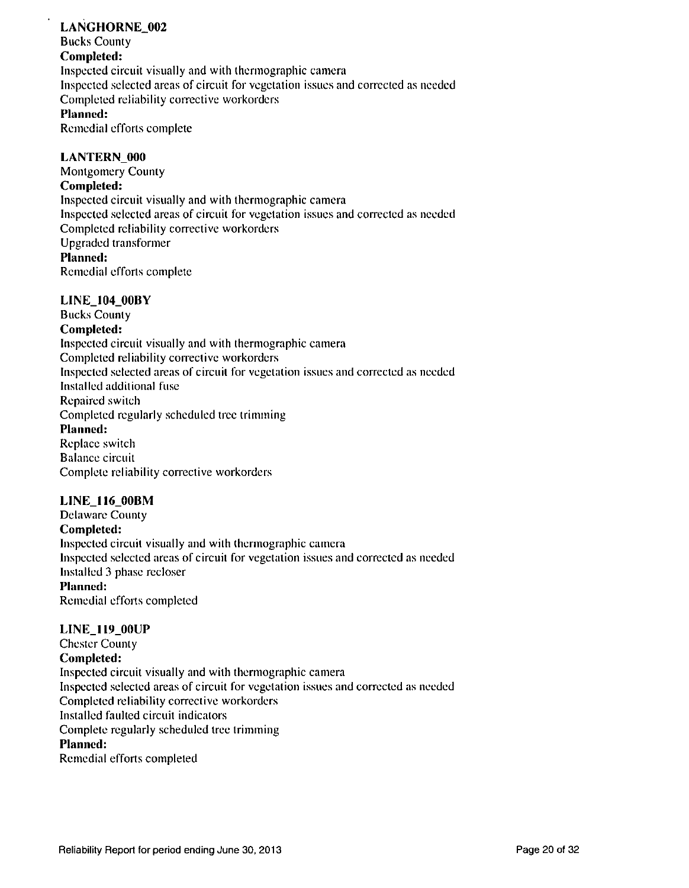**LANGHORNE_002**
Bucks County
**Completed:**
Inspected circuit visually and with thermographic camera
Inspected selected areas of circuit for vegetation issues and corrected as needed
Completed reliability corrective workorders
**Planned:**
Remedial efforts complete

**LANTERN_000**
Montgomery County
**Completed:**
Inspected circuit visually and with thermographic camera
Inspected selected areas of circuit for vegetation issues and corrected as needed
Completed reliability corrective workorders
Upgraded transformer
**Planned:**
Remedial efforts complete

**LINE_104_00BY**
Bucks County
**Completed:**
Inspected circuit visually and with thermographic camera
Completed reliability corrective workorders
Inspected selected areas of circuit for vegetation issues and corrected as needed
Installed additional fuse
Repaired switch
Completed regularly scheduled tree trimming
**Planned:**
Replace switch
Balance circuit
Complete reliability corrective workorders

**LINE_116_00BM**
Delaware County
**Completed:**
Inspected circuit visually and with thermographic camera
Inspected selected areas of circuit for vegetation issues and corrected as needed
Installed 3 phase recloser
**Planned:**
Remedial efforts completed

**LINE_119_00UP**
Chester County
**Completed:**
Inspected circuit visually and with thermographic camera
Inspected selected areas of circuit for vegetation issues and corrected as needed
Completed reliability corrective workorders
Installed faulted circuit indicators
Complete regularly scheduled tree trimming
**Planned:**
Remedial efforts completed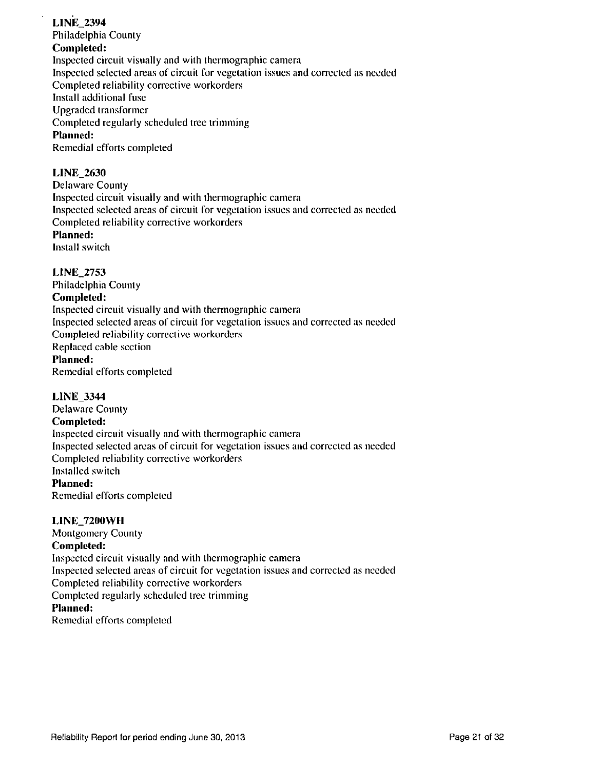**LINE_2394**

Philadelphia County

**Completed:**

Inspected circuit visually and with thermographic camera
Inspected selected areas of circuit for vegetation issues and corrected as needed
Completed reliability corrective workorders
Install additional fuse
Upgraded transformer
Completed regularly scheduled tree trimming

**Planned:**

Remedial efforts completed

**LINE_2630**

Delaware County
Inspected circuit visually and with thermographic camera
Inspected selected areas of circuit for vegetation issues and corrected as needed
Completed reliability corrective workorders

**Planned:**

Install switch

**LINE_2753**

Philadelphia County

**Completed:**

Inspected circuit visually and with thermographic camera
Inspected selected areas of circuit for vegetation issues and corrected as needed
Completed reliability corrective workorders
Replaced cable section

**Planned:**

Remedial efforts completed

**LINE_3344**

Delaware County

**Completed:**

Inspected circuit visually and with thermographic camera
Inspected selected areas of circuit for vegetation issues and corrected as needed
Completed reliability corrective workorders
Installed switch

**Planned:**

Remedial efforts completed

**LINE_7200WH**

Montgomery County

**Completed:**

Inspected circuit visually and with thermographic camera
Inspected selected areas of circuit for vegetation issues and corrected as needed
Completed reliability corrective workorders
Completed regularly scheduled tree trimming

**Planned:**

Remedial efforts completed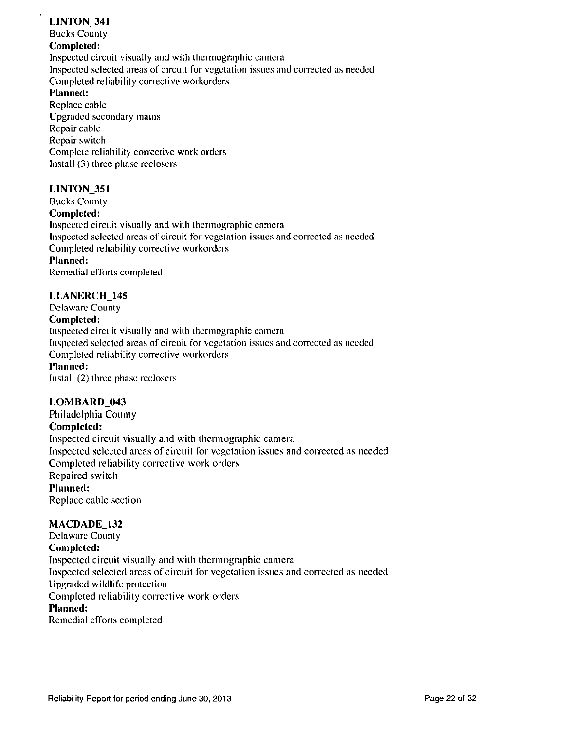**LINTON_341**

Bucks County

**Completed:**

Inspected circuit visually and with thermographic camera
Inspected selected areas of circuit for vegetation issues and corrected as needed
Completed reliability corrective workorders

**Planned:**

Replace cable
Upgraded secondary mains
Repair cable
Repair switch
Complete reliability corrective work orders
Install (3) three phase reclosers

**LINTON_351**

Bucks County

**Completed:**

Inspected circuit visually and with thermographic camera
Inspected selected areas of circuit for vegetation issues and corrected as needed
Completed reliability corrective workorders

**Planned:**

Remedial efforts completed

**LLANERCH_145**

Delaware County

**Completed:**

Inspected circuit visually and with thermographic camera
Inspected selected areas of circuit for vegetation issues and corrected as needed
Completed reliability corrective workorders

**Planned:**

Install (2) three phase reclosers

**LOMBARD_043**

Philadelphia County

**Completed:**

Inspected circuit visually and with thermographic camera
Inspected selected areas of circuit for vegetation issues and corrected as needed
Completed reliability corrective work orders
Repaired switch

**Planned:**

Replace cable section

**MACDADE_132**

Delaware County

**Completed:**

Inspected circuit visually and with thermographic camera
Inspected selected areas of circuit for vegetation issues and corrected as needed
Upgraded wildlife protection
Completed reliability corrective work orders

**Planned:**

Remedial efforts completed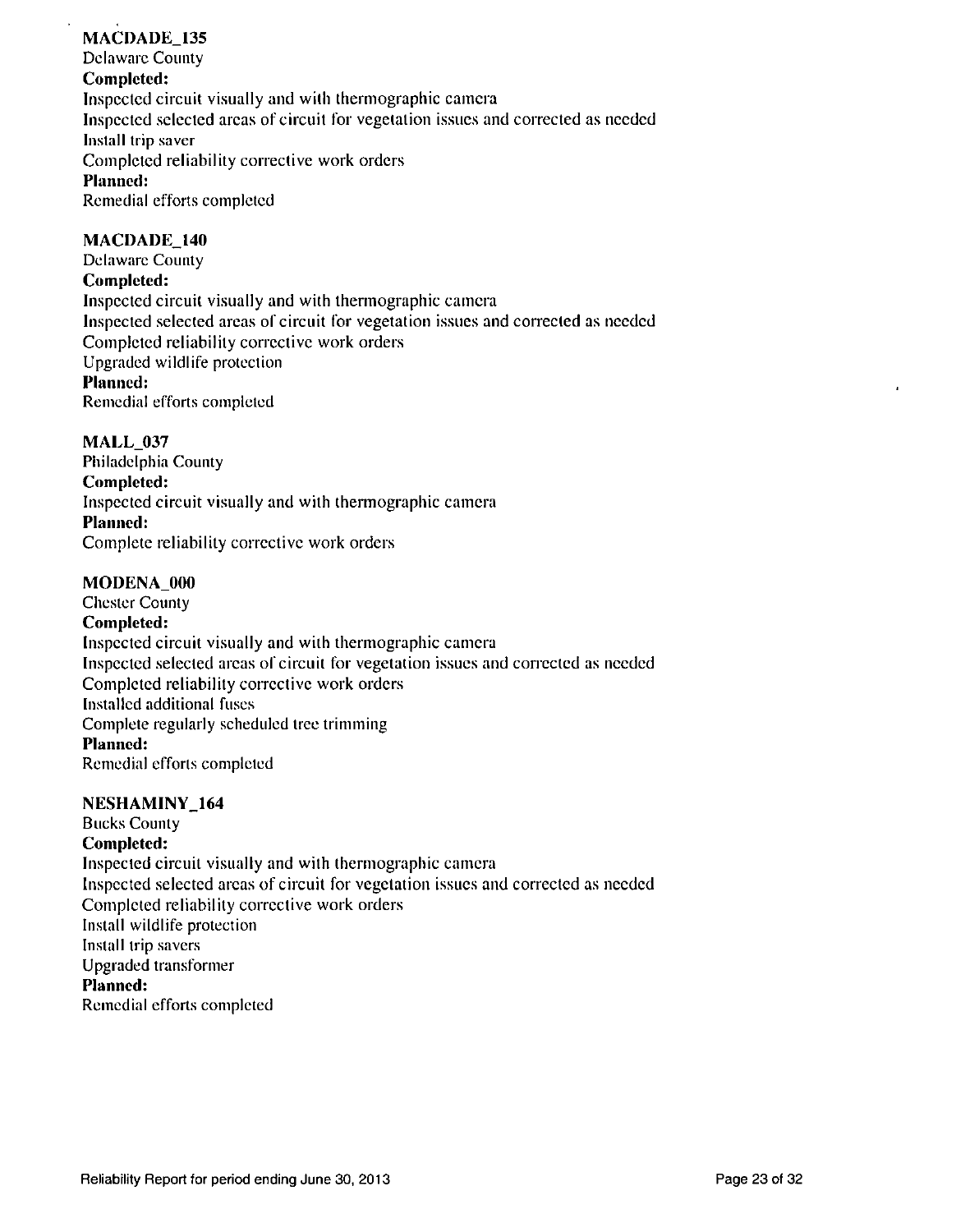**MACDADE_135**
Delaware County
**Completed:**
Inspected circuit visually and with thermographic camera
Inspected selected areas of circuit for vegetation issues and corrected as needed
Install trip saver
Completed reliability corrective work orders
**Planned:**
Remedial efforts completed

**MACDADE_140**
Delaware County
**Completed:**
Inspected circuit visually and with thermographic camera
Inspected selected areas of circuit for vegetation issues and corrected as needed
Completed reliability corrective work orders
Upgraded wildlife protection
**Planned:**
Remedial efforts completed

**MALL_037**
Philadelphia County
**Completed:**
Inspected circuit visually and with thermographic camera
**Planned:**
Complete reliability corrective work orders

**MODENA_000**
Chester County
**Completed:**
Inspected circuit visually and with thermographic camera
Inspected selected areas of circuit for vegetation issues and corrected as needed
Completed reliability corrective work orders
Installed additional fuses
Complete regularly scheduled tree trimming
**Planned:**
Remedial efforts completed

**NESHAMINY_164**
Bucks County
**Completed:**
Inspected circuit visually and with thermographic camera
Inspected selected areas of circuit for vegetation issues and corrected as needed
Completed reliability corrective work orders
Install wildlife protection
Install trip savers
Upgraded transformer
**Planned:**
Remedial efforts completed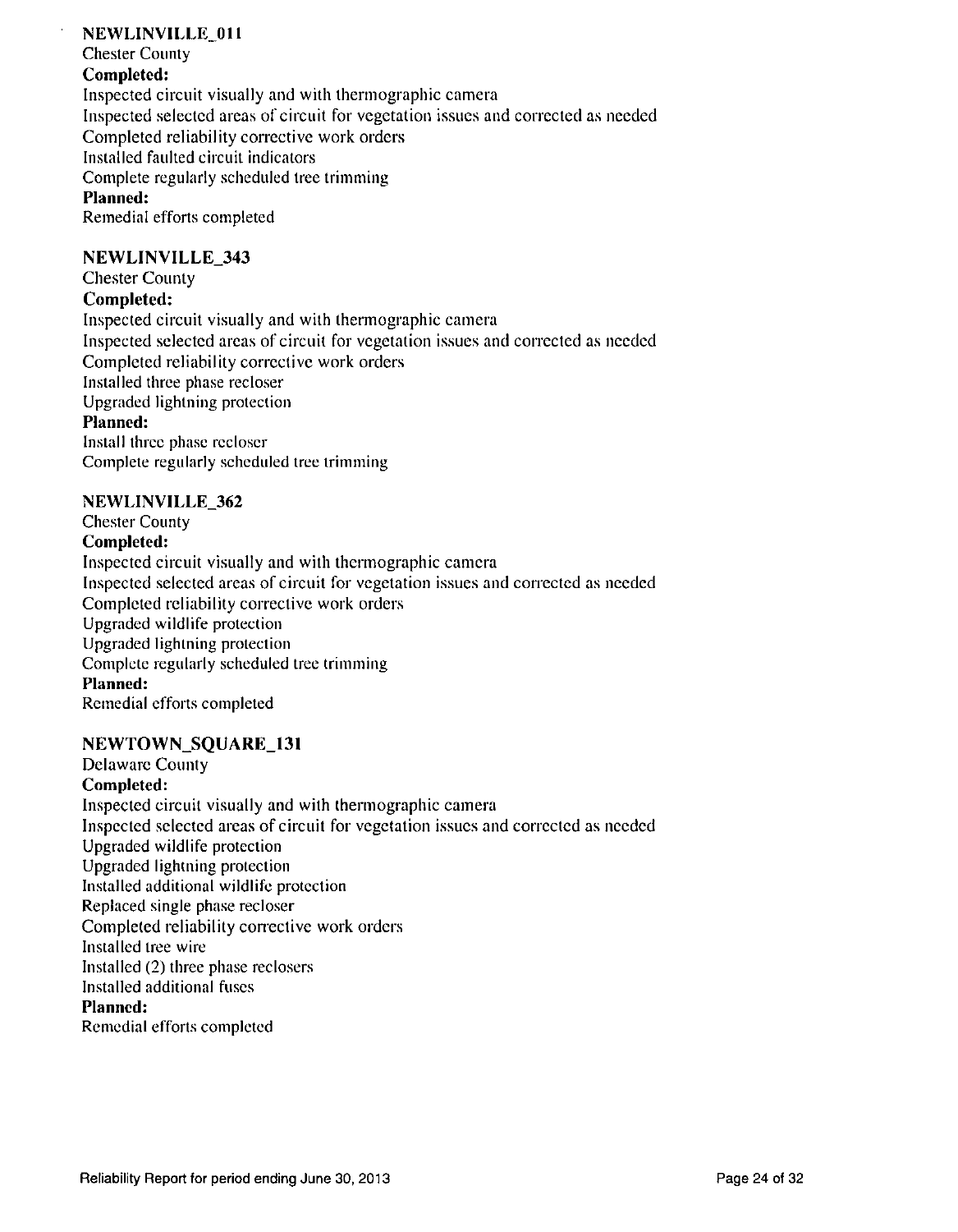**NEWLINVILLE_011**

Chester County

**Completed:**

Inspected circuit visually and with thermographic camera
Inspected selected areas of circuit for vegetation issues and corrected as needed
Completed reliability corrective work orders
Installed faulted circuit indicators
Complete regularly scheduled tree trimming

**Planned:**

Remedial efforts completed

**NEWLINVILLE_343**

Chester County

**Completed:**

Inspected circuit visually and with thermographic camera
Inspected selected areas of circuit for vegetation issues and corrected as needed
Completed reliability corrective work orders
Installed three phase recloser
Upgraded lightning protection

**Planned:**

Install three phase recloser
Complete regularly scheduled tree trimming

**NEWLINVILLE_362**

Chester County

**Completed:**

Inspected circuit visually and with thermographic camera
Inspected selected areas of circuit for vegetation issues and corrected as needed
Completed reliability corrective work orders
Upgraded wildlife protection
Upgraded lightning protection
Complete regularly scheduled tree trimming

**Planned:**

Remedial efforts completed

**NEWTOWN_SQUARE_131**

Delaware County

**Completed:**

Inspected circuit visually and with thermographic camera
Inspected selected areas of circuit for vegetation issues and corrected as needed
Upgraded wildlife protection
Upgraded lightning protection
Installed additional wildlife protection
Replaced single phase recloser
Completed reliability corrective work orders
Installed tree wire
Installed (2) three phase reclosers
Installed additional fuses

**Planned:**

Remedial efforts completed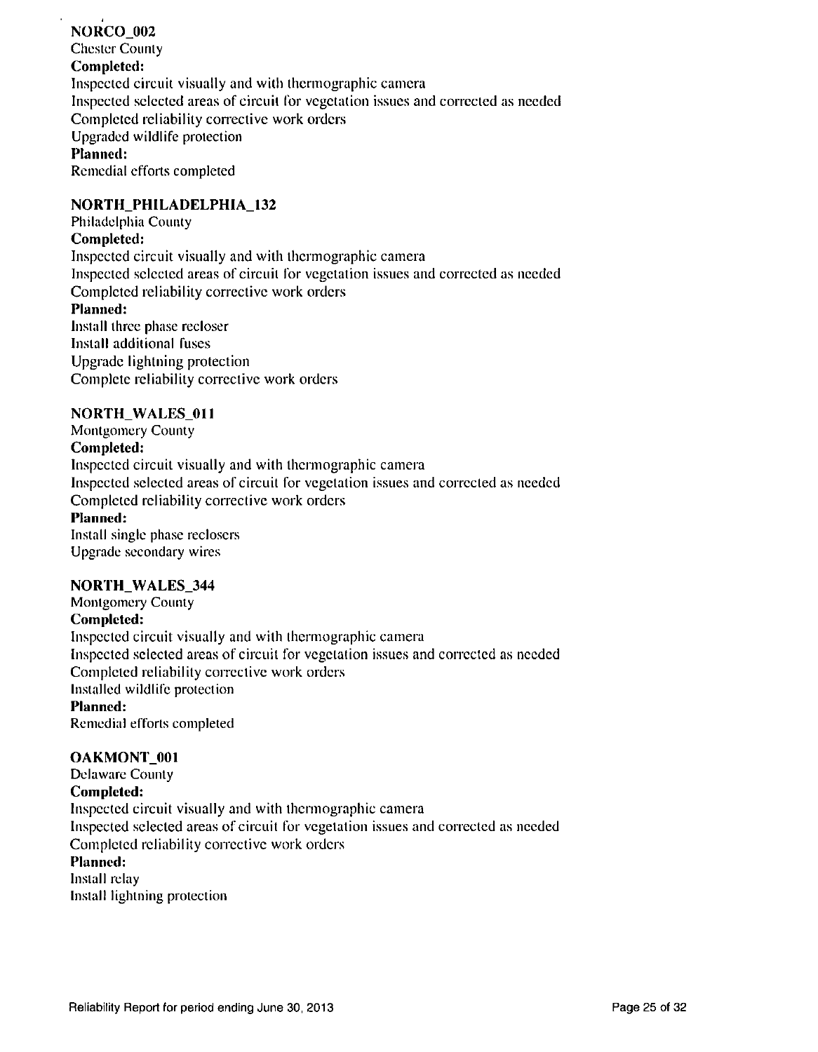**NORCO_002**

Chester County

**Completed:**

Inspected circuit visually and with thermographic camera

Inspected selected areas of circuit for vegetation issues and corrected as needed

Completed reliability corrective work orders

Upgraded wildlife protection

**Planned:**

Remedial efforts completed

**NORTH_PHILADELPHIA_132**

Philadelphia County

**Completed:**

Inspected circuit visually and with thermographic camera

Inspected selected areas of circuit for vegetation issues and corrected as needed

Completed reliability corrective work orders

**Planned:**

Install three phase recloser

Install additional fuses

Upgrade lightning protection

Complete reliability corrective work orders

**NORTH_WALES_011**

Montgomery County

**Completed:**

Inspected circuit visually and with thermographic camera

Inspected selected areas of circuit for vegetation issues and corrected as needed

Completed reliability corrective work orders

**Planned:**

Install single phase reclosers

Upgrade secondary wires

**NORTH_WALES_344**

Montgomery County

**Completed:**

Inspected circuit visually and with thermographic camera

Inspected selected areas of circuit for vegetation issues and corrected as needed

Completed reliability corrective work orders

Installed wildlife protection

**Planned:**

Remedial efforts completed

**OAKMONT_001**

Delaware County

**Completed:**

Inspected circuit visually and with thermographic camera

Inspected selected areas of circuit for vegetation issues and corrected as needed

Completed reliability corrective work orders

**Planned:**

Install relay

Install lightning protection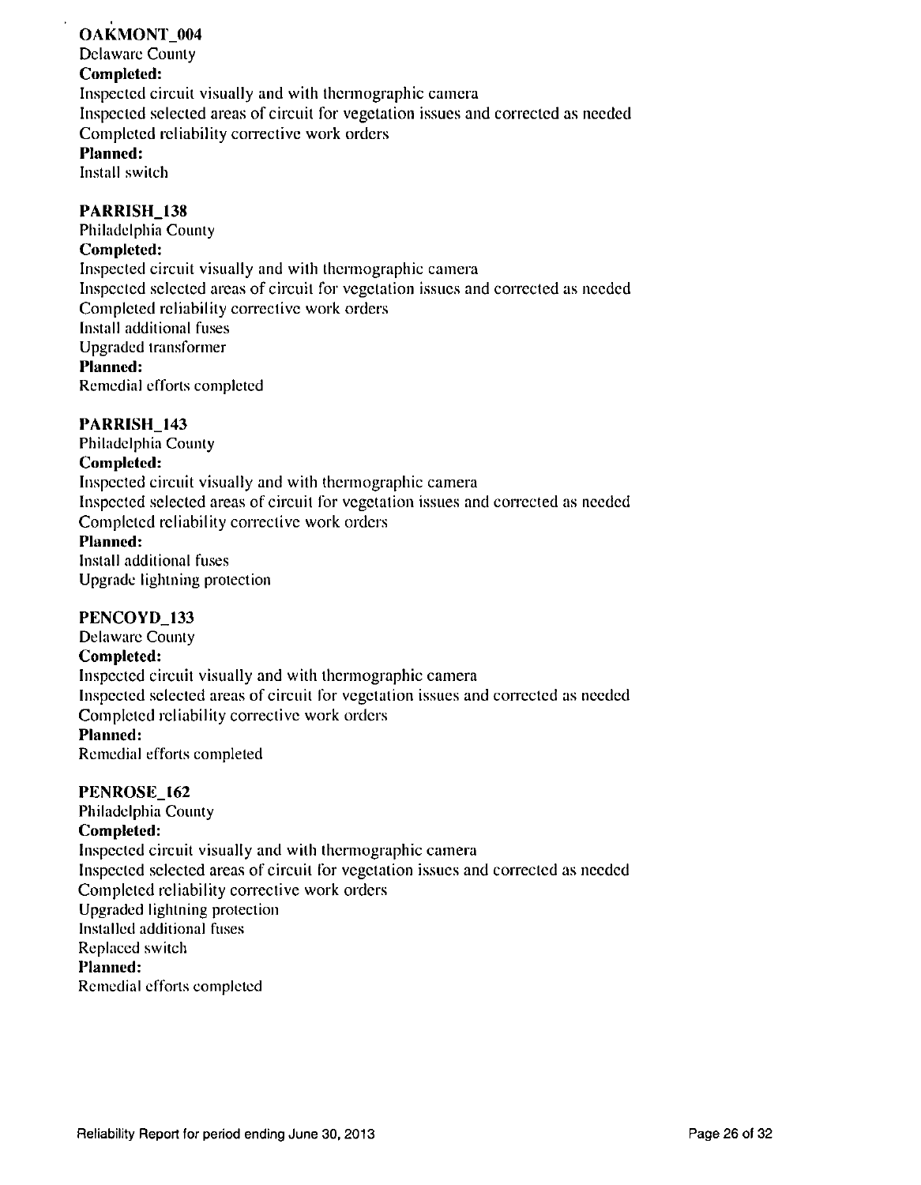**OAKMONT_004**
Delaware County
**Completed:**
Inspected circuit visually and with thermographic camera
Inspected selected areas of circuit for vegetation issues and corrected as needed
Completed reliability corrective work orders
**Planned:**
Install switch

**PARRISH_138**
Philadelphia County
**Completed:**
Inspected circuit visually and with thermographic camera
Inspected selected areas of circuit for vegetation issues and corrected as needed
Completed reliability corrective work orders
Install additional fuses
Upgraded transformer
**Planned:**
Remedial efforts completed

**PARRISH_143**
Philadelphia County
**Completed:**
Inspected circuit visually and with thermographic camera
Inspected selected areas of circuit for vegetation issues and corrected as needed
Completed reliability corrective work orders
**Planned:**
Install additional fuses
Upgrade lightning protection

**PENCOYD_133**
Delaware County
**Completed:**
Inspected circuit visually and with thermographic camera
Inspected selected areas of circuit for vegetation issues and corrected as needed
Completed reliability corrective work orders
**Planned:**
Remedial efforts completed

**PENROSE_162**
Philadelphia County
**Completed:**
Inspected circuit visually and with thermographic camera
Inspected selected areas of circuit for vegetation issues and corrected as needed
Completed reliability corrective work orders
Upgraded lightning protection
Installed additional fuses
Replaced switch
**Planned:**
Remedial efforts completed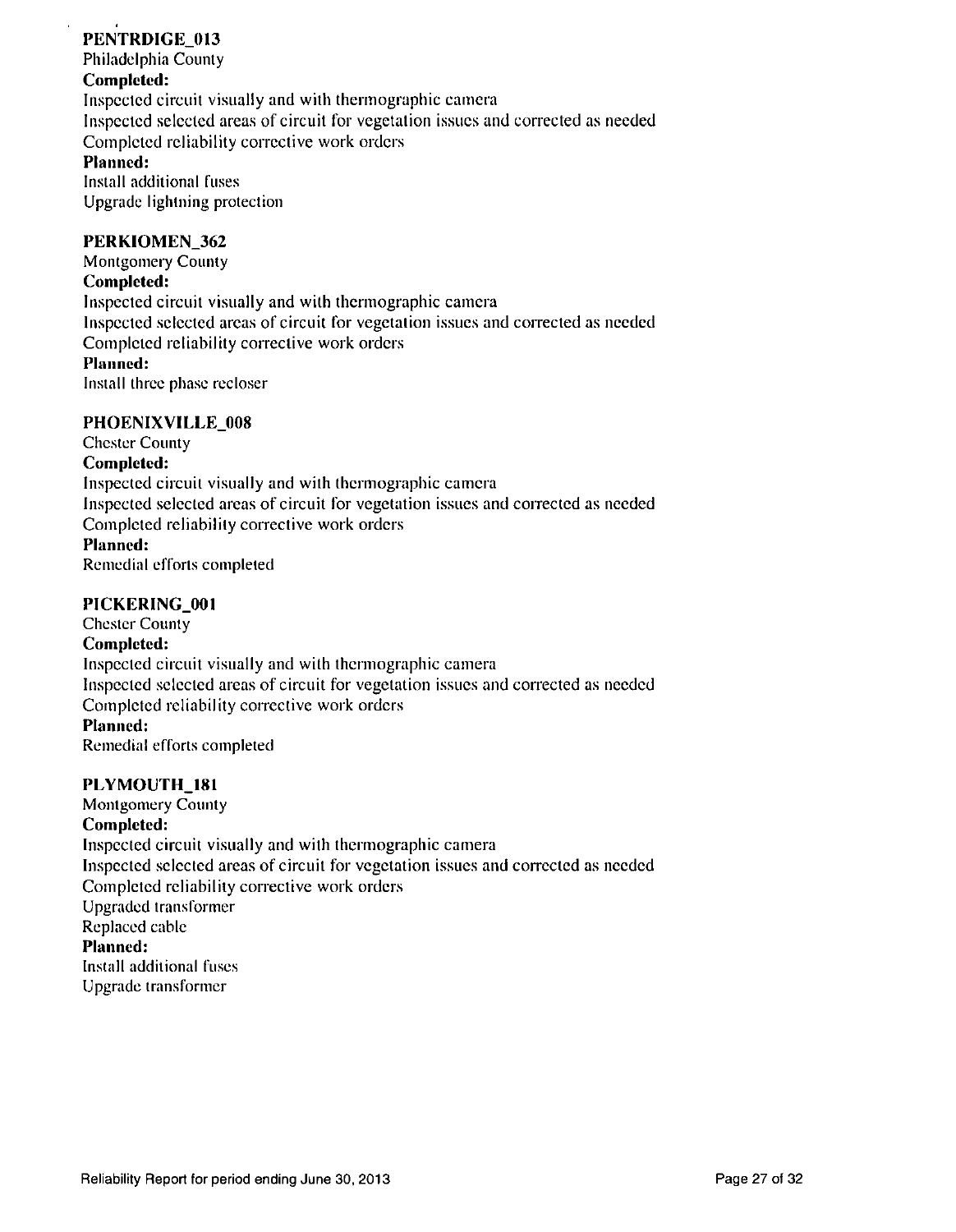**PENTRDIGE_013**
Philadelphia County
**Completed:**
Inspected circuit visually and with thermographic camera
Inspected selected areas of circuit for vegetation issues and corrected as needed
Completed reliability corrective work orders
**Planned:**
Install additional fuses
Upgrade lightning protection

**PERKIOMEN_362**
Montgomery County
**Completed:**
Inspected circuit visually and with thermographic camera
Inspected selected areas of circuit for vegetation issues and corrected as needed
Completed reliability corrective work orders
**Planned:**
Install three phase recloser

**PHOENIXVILLE_008**
Chester County
**Completed:**
Inspected circuit visually and with thermographic camera
Inspected selected areas of circuit for vegetation issues and corrected as needed
Completed reliability corrective work orders
**Planned:**
Remedial efforts completed

**PICKERING_001**
Chester County
**Completed:**
Inspected circuit visually and with thermographic camera
Inspected selected areas of circuit for vegetation issues and corrected as needed
Completed reliability corrective work orders
**Planned:**
Remedial efforts completed

**PLYMOUTH_181**
Montgomery County
**Completed:**
Inspected circuit visually and with thermographic camera
Inspected selected areas of circuit for vegetation issues and corrected as needed
Completed reliability corrective work orders
Upgraded transformer
Replaced cable
**Planned:**
Install additional fuses
Upgrade transformer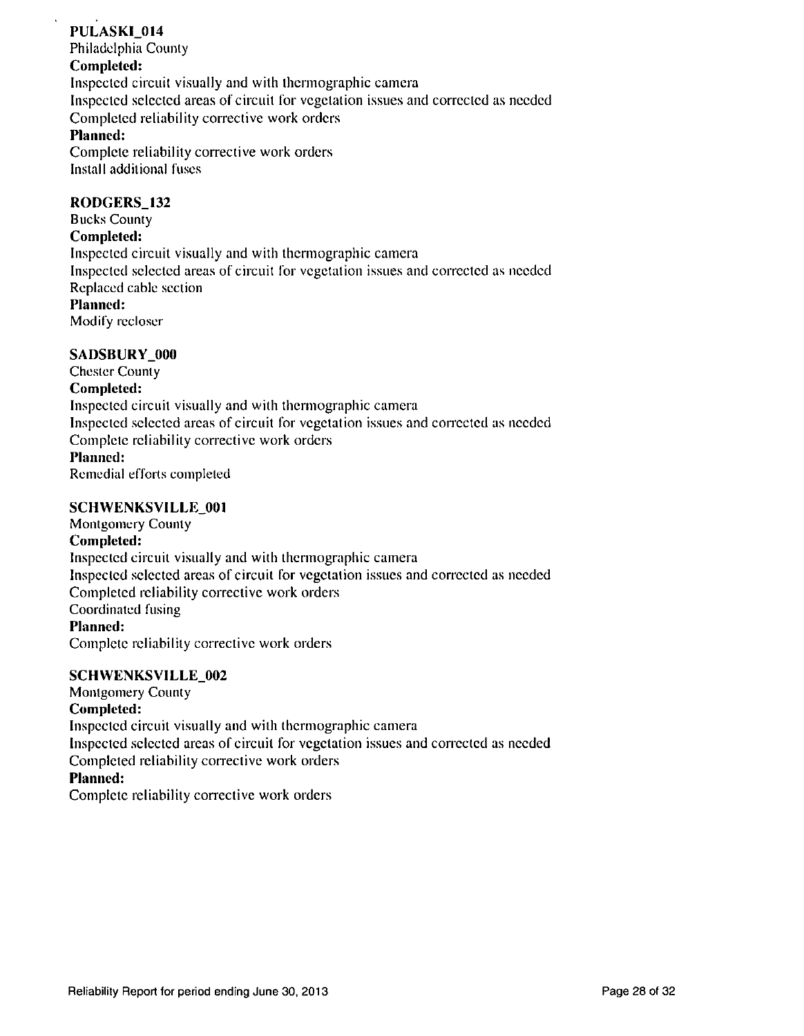**PULASKI_014**
Philadelphia County
**Completed:**
Inspected circuit visually and with thermographic camera
Inspected selected areas of circuit for vegetation issues and corrected as needed
Completed reliability corrective work orders
**Planned:**
Complete reliability corrective work orders
Install additional fuses

**RODGERS_132**
Bucks County
**Completed:**
Inspected circuit visually and with thermographic camera
Inspected selected areas of circuit for vegetation issues and corrected as needed
Replaced cable section
**Planned:**
Modify recloser

**SADSBURY_000**
Chester County
**Completed:**
Inspected circuit visually and with thermographic camera
Inspected selected areas of circuit for vegetation issues and corrected as needed
Complete reliability corrective work orders
**Planned:**
Remedial efforts completed

**SCHWENKSVILLE_001**
Montgomery County
**Completed:**
Inspected circuit visually and with thermographic camera
Inspected selected areas of circuit for vegetation issues and corrected as needed
Completed reliability corrective work orders
Coordinated fusing
**Planned:**
Complete reliability corrective work orders

**SCHWENKSVILLE_002**
Montgomery County
**Completed:**
Inspected circuit visually and with thermographic camera
Inspected selected areas of circuit for vegetation issues and corrected as needed
Completed reliability corrective work orders
**Planned:**
Complete reliability corrective work orders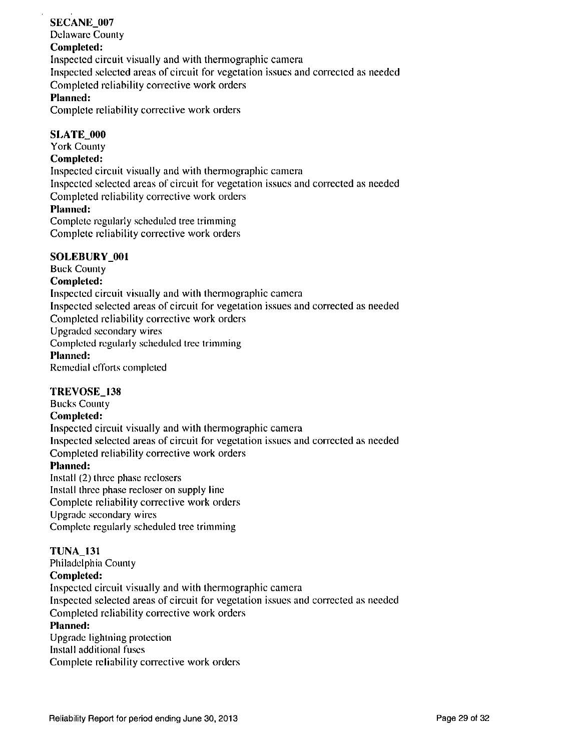**SECANE_007**
Delaware County
**Completed:**
Inspected circuit visually and with thermographic camera
Inspected selected areas of circuit for vegetation issues and corrected as needed
Completed reliability corrective work orders
**Planned:**
Complete reliability corrective work orders

**SLATE_000**
York County
**Completed:**
Inspected circuit visually and with thermographic camera
Inspected selected areas of circuit for vegetation issues and corrected as needed
Completed reliability corrective work orders
**Planned:**
Complete regularly scheduled tree trimming
Complete reliability corrective work orders

**SOLEBURY_001**
Buck County
**Completed:**
Inspected circuit visually and with thermographic camera
Inspected selected areas of circuit for vegetation issues and corrected as needed
Completed reliability corrective work orders
Upgraded secondary wires
Completed regularly scheduled tree trimming
**Planned:**
Remedial efforts completed

**TREVOSE_138**
Bucks County
**Completed:**
Inspected circuit visually and with thermographic camera
Inspected selected areas of circuit for vegetation issues and corrected as needed
Completed reliability corrective work orders
**Planned:**
Install (2) three phase reclosers
Install three phase recloser on supply line
Complete reliability corrective work orders
Upgrade secondary wires
Complete regularly scheduled tree trimming

**TUNA_131**
Philadelphia County
**Completed:**
Inspected circuit visually and with thermographic camera
Inspected selected areas of circuit for vegetation issues and corrected as needed
Completed reliability corrective work orders
**Planned:**
Upgrade lightning protection
Install additional fuses
Complete reliability corrective work orders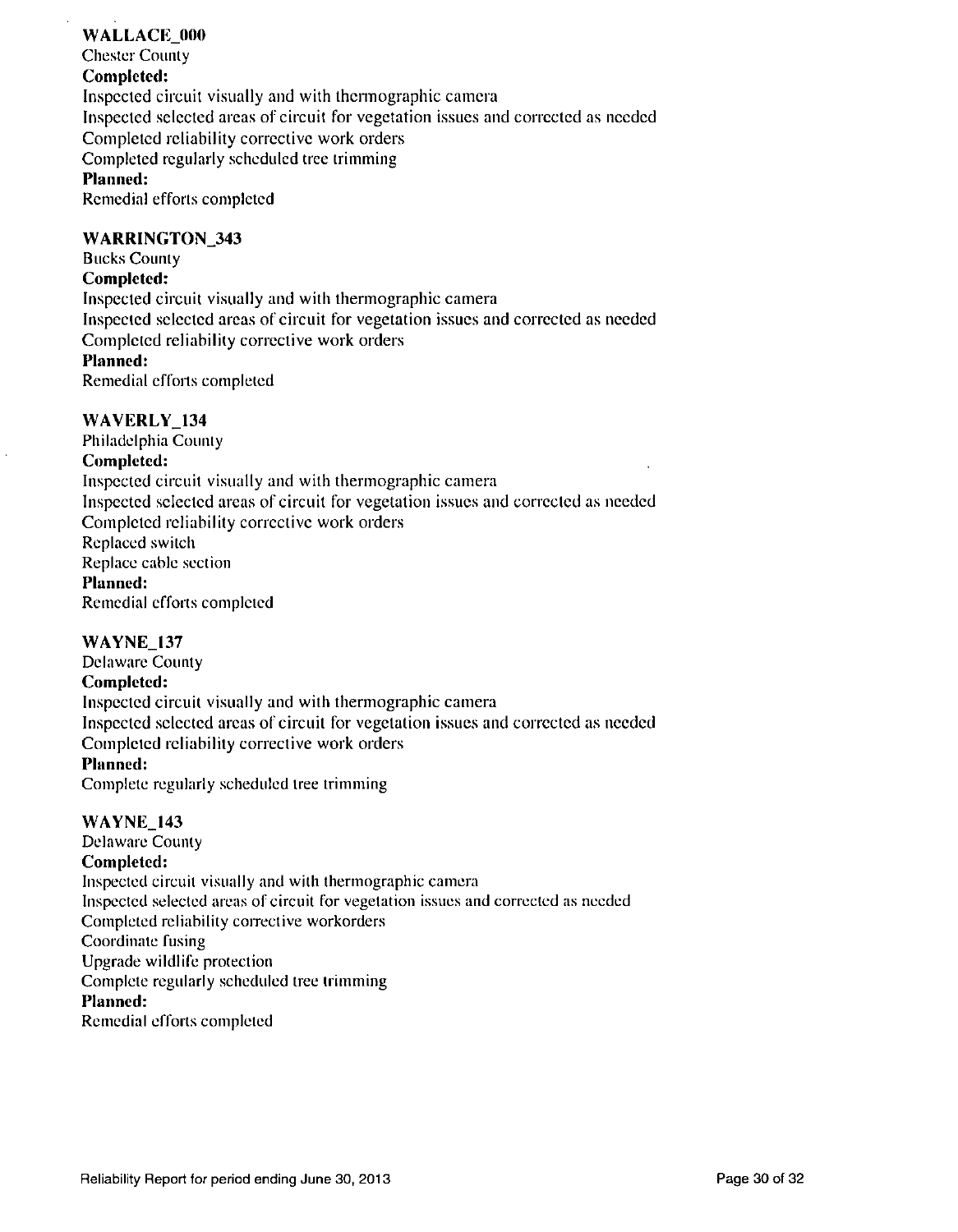**WALLACE_000**
Chester County
**Completed:**
Inspected circuit visually and with thermographic camera
Inspected selected areas of circuit for vegetation issues and corrected as needed
Completed reliability corrective work orders
Completed regularly scheduled tree trimming
**Planned:**
Remedial efforts completed

**WARRINGTON_343**
Bucks County
**Completed:**
Inspected circuit visually and with thermographic camera
Inspected selected areas of circuit for vegetation issues and corrected as needed
Completed reliability corrective work orders
**Planned:**
Remedial efforts completed

**WAVERLY_134**
Philadelphia County
**Completed:**
Inspected circuit visually and with thermographic camera
Inspected selected areas of circuit for vegetation issues and corrected as needed
Completed reliability corrective work orders
Replaced switch
Replace cable section
**Planned:**
Remedial efforts completed

**WAYNE_137**
Delaware County
**Completed:**
Inspected circuit visually and with thermographic camera
Inspected selected areas of circuit for vegetation issues and corrected as needed
Completed reliability corrective work orders
**Planned:**
Complete regularly scheduled tree trimming

**WAYNE_143**
Delaware County
**Completed:**
Inspected circuit visually and with thermographic camera
Inspected selected areas of circuit for vegetation issues and corrected as needed
Completed reliability corrective workorders
Coordinate fusing
Upgrade wildlife protection
Complete regularly scheduled tree trimming
**Planned:**
Remedial efforts completed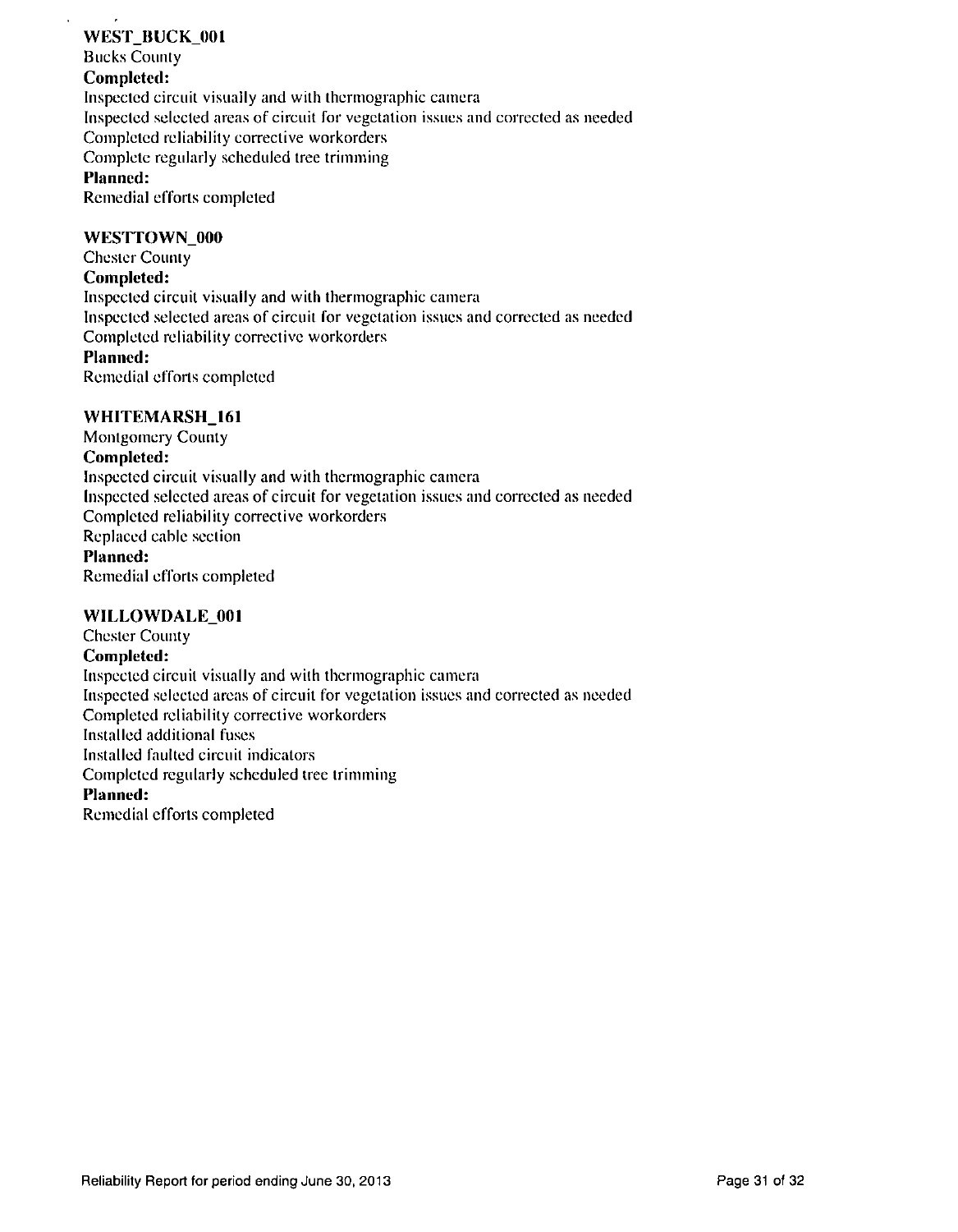**WEST_BUCK_001**

Bucks County

**Completed:**

Inspected circuit visually and with thermographic camera
Inspected selected areas of circuit for vegetation issues and corrected as needed
Completed reliability corrective workorders
Complete regularly scheduled tree trimming

**Planned:**

Remedial efforts completed

**WESTTOWN_000**

Chester County

**Completed:**

Inspected circuit visually and with thermographic camera
Inspected selected areas of circuit for vegetation issues and corrected as needed
Completed reliability corrective workorders

**Planned:**

Remedial efforts completed

**WHITEMARSH_161**

Montgomery County

**Completed:**

Inspected circuit visually and with thermographic camera
Inspected selected areas of circuit for vegetation issues and corrected as needed
Completed reliability corrective workorders
Replaced cable section

**Planned:**

Remedial efforts completed

**WILLOWDALE_001**

Chester County

**Completed:**

Inspected circuit visually and with thermographic camera
Inspected selected areas of circuit for vegetation issues and corrected as needed
Completed reliability corrective workorders
Installed additional fuses
Installed faulted circuit indicators
Completed regularly scheduled tree trimming

**Planned:**

Remedial efforts completed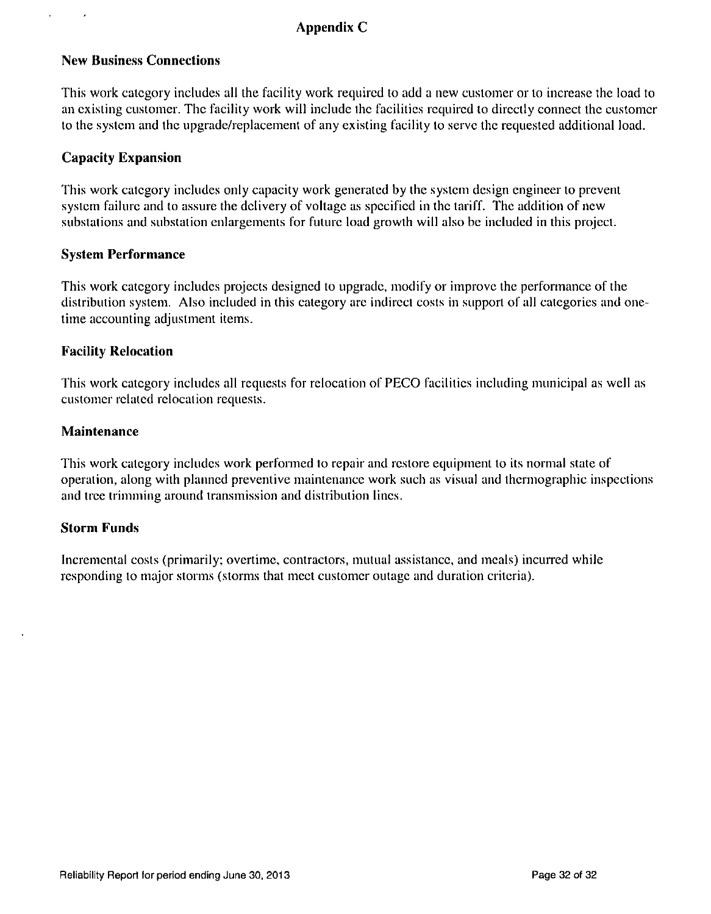# Appendix C

## New Business Connections

This work category includes all the facility work required to add a new customer or to increase the load to an existing customer. The facility work will include the facilities required to directly connect the customer to the system and the upgrade/replacement of any existing facility to serve the requested additional load.

## Capacity Expansion

This work category includes only capacity work generated by the system design engineer to prevent system failure and to assure the delivery of voltage as specified in the tariff. The addition of new substations and substation enlargements for future load growth will also be included in this project.

## System Performance

This work category includes projects designed to upgrade, modify or improve the performance of the distribution system. Also included in this category are indirect costs in support of all categories and one-time accounting adjustment items.

## Facility Relocation

This work category includes all requests for relocation of PECO facilities including municipal as well as customer related relocation requests.

## Maintenance

This work category includes work performed to repair and restore equipment to its normal state of operation, along with planned preventive maintenance work such as visual and thermographic inspections and tree trimming around transmission and distribution lines.

## Storm Funds

Incremental costs (primarily; overtime, contractors, mutual assistance, and meals) incurred while responding to major storms (storms that meet customer outage and duration criteria).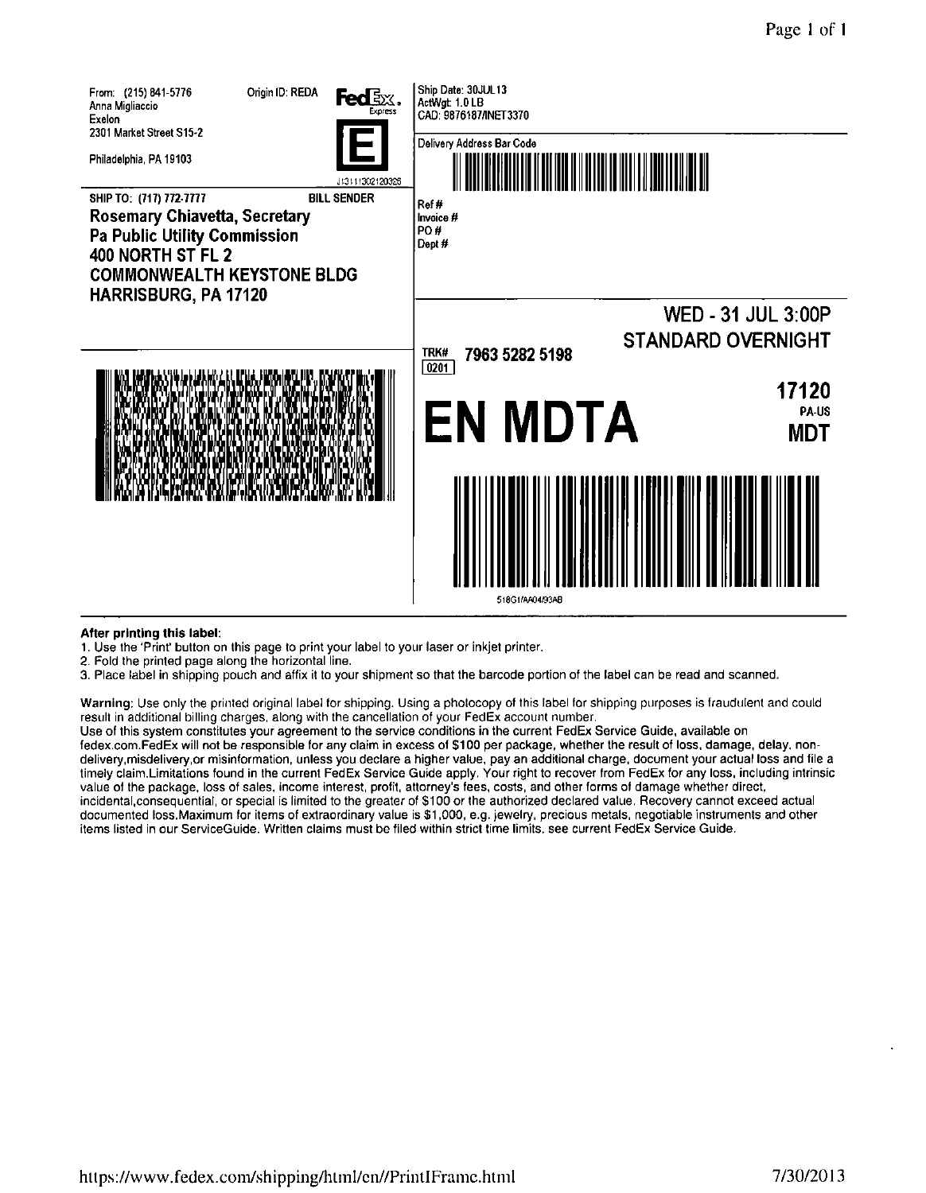From: (215) 841-5776
Anna Migliaccio
Exelon
2301 Market Street S15-2

Philadelphia, PA 19103

Origin ID: REDA

FedEx Express

E

J131113021203​26

SHIP TO: (717) 772-7777 BILL SENDER

**Rosemary Chiavetta, Secretary**
**Pa Public Utility Commission**
**400 NORTH ST FL 2**
**COMMONWEALTH KEYSTONE BLDG**
**HARRISBURG, PA 17120**

Ship Date: 30JUL13
ActWgt: 1.0 LB
CAD: 9876187/INET3370

Delivery Address Bar Code

Ref #
Invoice #
PO #
Dept #

**WED - 31 JUL 3:00P**
**STANDARD OVERNIGHT**

TRK# **7963 5282 5198**
0201

# EN MDTA

**17120**
**PA-US**
**MDT**

518G1/AA04/93AB

**After printing this label:**

1. Use the 'Print' button on this page to print your label to your laser or inkjet printer.
2. Fold the printed page along the horizontal line.
3. Place label in shipping pouch and affix it to your shipment so that the barcode portion of the label can be read and scanned.

**Warning**: Use only the printed original label for shipping. Using a photocopy of this label for shipping purposes is fraudulent and could result in additional billing charges, along with the cancellation of your FedEx account number.
Use of this system constitutes your agreement to the service conditions in the current FedEx Service Guide, available on fedex.com.FedEx will not be responsible for any claim in excess of $100 per package, whether the result of loss, damage, delay, non-delivery,misdelivery,or misinformation, unless you declare a higher value, pay an additional charge, document your actual loss and file a timely claim.Limitations found in the current FedEx Service Guide apply. Your right to recover from FedEx for any loss, including intrinsic value of the package, loss of sales, income interest, profit, attorney's fees, costs, and other forms of damage whether direct, incidental,consequential, or special is limited to the greater of $100 or the authorized declared value. Recovery cannot exceed actual documented loss.Maximum for items of extraordinary value is $1,000, e.g. jewelry, precious metals, negotiable instruments and other items listed in our ServiceGuide. Written claims must be filed within strict time limits, see current FedEx Service Guide.

https://www.fedex.com/shipping/html/en//PrintIFrame.html 7/30/2013